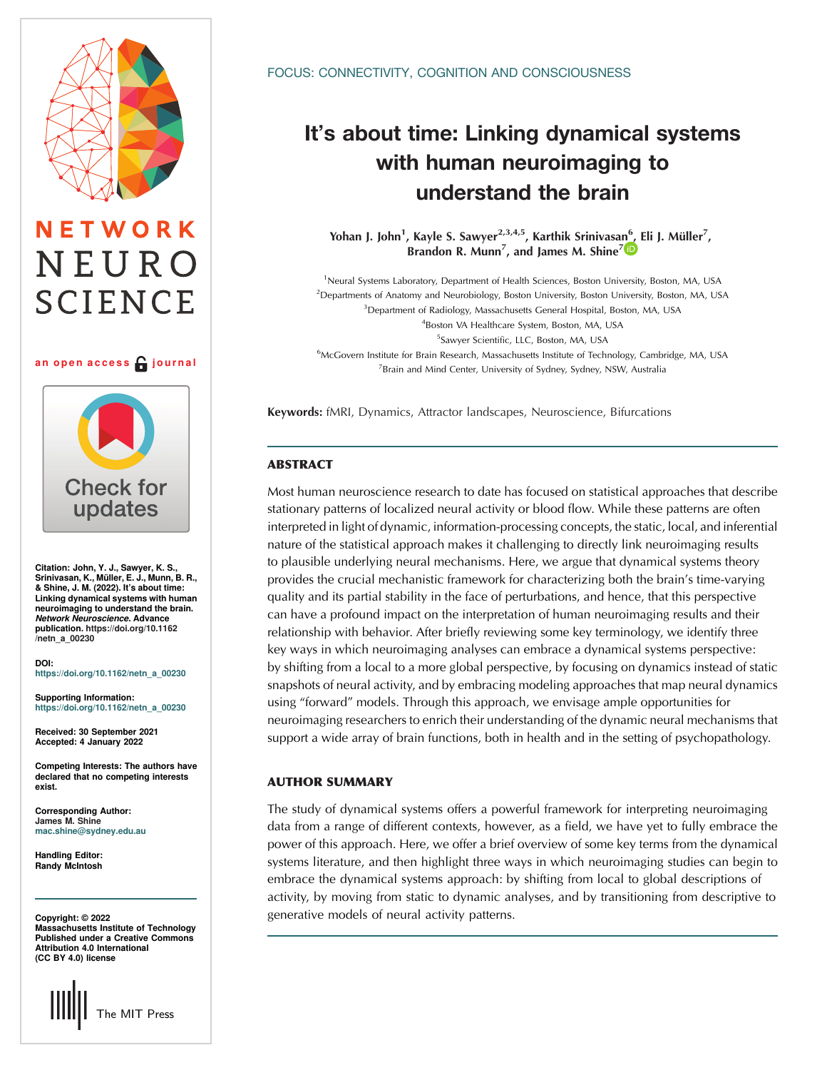FOCUS: CONNECTIVITY, COGNITION AND CONSCIOUSNESS

# It's about time: Linking dynamical systems with human neuroimaging to understand the brain

**Yohan J. John[1], Kayle S. Sawyer[2,3,4,5], Karthik Srinivasan[6], Eli J. Müller[7], Brandon R. Munn[7], and James M. Shine[7]**

[1]Neural Systems Laboratory, Department of Health Sciences, Boston University, Boston, MA, USA
[2]Departments of Anatomy and Neurobiology, Boston University, Boston University, Boston, MA, USA
[3]Department of Radiology, Massachusetts General Hospital, Boston, MA, USA
[4]Boston VA Healthcare System, Boston, MA, USA
[5]Sawyer Scientific, LLC, Boston, MA, USA
[6]McGovern Institute for Brain Research, Massachusetts Institute of Technology, Cambridge, MA, USA
[7]Brain and Mind Center, University of Sydney, Sydney, NSW, Australia

NETWORK NEUROSCIENCE

an open access journal

**Citation:** John, Y. J., Sawyer, K. S., Srinivasan, K., Müller, E. J., Munn, B. R., & Shine, J. M. (2022). It's about time: Linking dynamical systems with human neuroimaging to understand the brain. *Network Neuroscience*. Advance publication. https://doi.org/10.1162/netn_a_00230

**DOI:** https://doi.org/10.1162/netn_a_00230

**Supporting Information:** https://doi.org/10.1162/netn_a_00230

**Received:** 30 September 2021
**Accepted:** 4 January 2022

**Competing Interests:** The authors have declared that no competing interests exist.

**Corresponding Author:** James M. Shine mac.shine@sydney.edu.au

**Handling Editor:** Randy McIntosh

**Copyright:** © 2022 Massachusetts Institute of Technology Published under a Creative Commons Attribution 4.0 International (CC BY 4.0) license

The MIT Press

**Keywords:** fMRI, Dynamics, Attractor landscapes, Neuroscience, Bifurcations

## ABSTRACT

Most human neuroscience research to date has focused on statistical approaches that describe stationary patterns of localized neural activity or blood flow. While these patterns are often interpreted in light of dynamic, information-processing concepts, the static, local, and inferential nature of the statistical approach makes it challenging to directly link neuroimaging results to plausible underlying neural mechanisms. Here, we argue that dynamical systems theory provides the crucial mechanistic framework for characterizing both the brain's time-varying quality and its partial stability in the face of perturbations, and hence, that this perspective can have a profound impact on the interpretation of human neuroimaging results and their relationship with behavior. After briefly reviewing some key terminology, we identify three key ways in which neuroimaging analyses can embrace a dynamical systems perspective: by shifting from a local to a more global perspective, by focusing on dynamics instead of static snapshots of neural activity, and by embracing modeling approaches that map neural dynamics using "forward" models. Through this approach, we envisage ample opportunities for neuroimaging researchers to enrich their understanding of the dynamic neural mechanisms that support a wide array of brain functions, both in health and in the setting of psychopathology.

## AUTHOR SUMMARY

The study of dynamical systems offers a powerful framework for interpreting neuroimaging data from a range of different contexts, however, as a field, we have yet to fully embrace the power of this approach. Here, we offer a brief overview of some key terms from the dynamical systems literature, and then highlight three ways in which neuroimaging studies can begin to embrace the dynamical systems approach: by shifting from local to global descriptions of activity, by moving from static to dynamic analyses, and by transitioning from descriptive to generative models of neural activity patterns.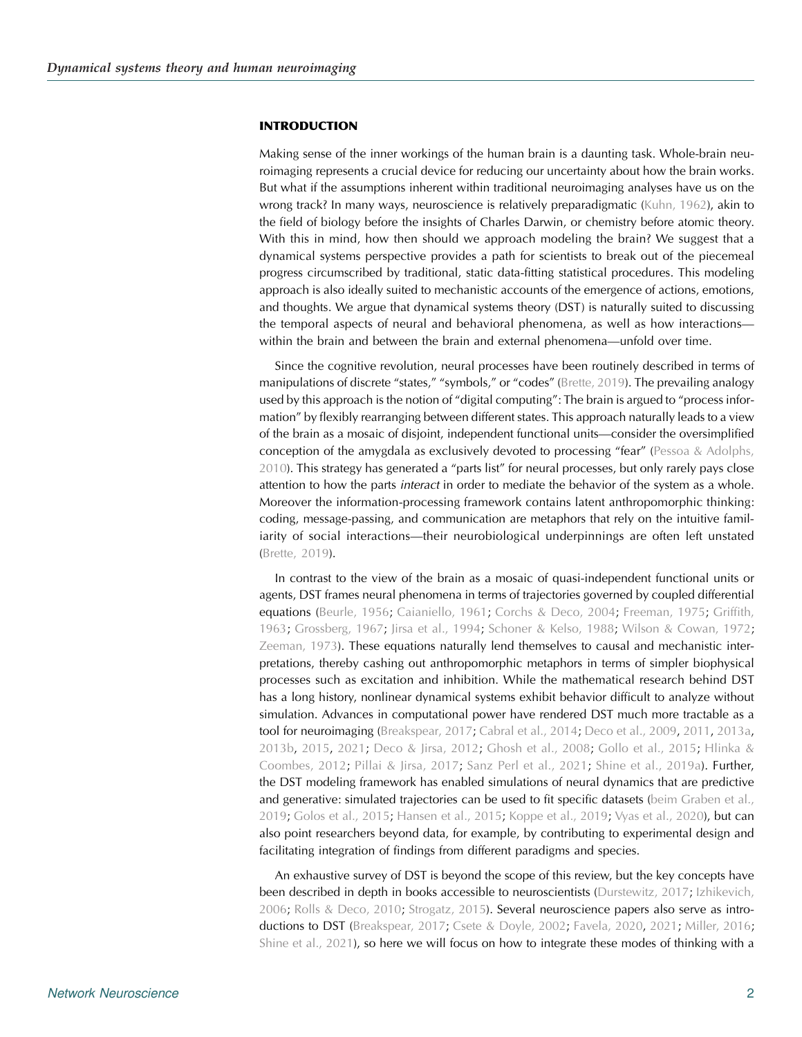## INTRODUCTION

Making sense of the inner workings of the human brain is a daunting task. Whole-brain neuroimaging represents a crucial device for reducing our uncertainty about how the brain works. But what if the assumptions inherent within traditional neuroimaging analyses have us on the wrong track? In many ways, neuroscience is relatively preparadigmatic (Kuhn, 1962), akin to the field of biology before the insights of Charles Darwin, or chemistry before atomic theory. With this in mind, how then should we approach modeling the brain? We suggest that a dynamical systems perspective provides a path for scientists to break out of the piecemeal progress circumscribed by traditional, static data-fitting statistical procedures. This modeling approach is also ideally suited to mechanistic accounts of the emergence of actions, emotions, and thoughts. We argue that dynamical systems theory (DST) is naturally suited to discussing the temporal aspects of neural and behavioral phenomena, as well as how interactions—within the brain and between the brain and external phenomena—unfold over time.

Since the cognitive revolution, neural processes have been routinely described in terms of manipulations of discrete "states," "symbols," or "codes" (Brette, 2019). The prevailing analogy used by this approach is the notion of "digital computing": The brain is argued to "process information" by flexibly rearranging between different states. This approach naturally leads to a view of the brain as a mosaic of disjoint, independent functional units—consider the oversimplified conception of the amygdala as exclusively devoted to processing "fear" (Pessoa & Adolphs, 2010). This strategy has generated a "parts list" for neural processes, but only rarely pays close attention to how the parts *interact* in order to mediate the behavior of the system as a whole. Moreover the information-processing framework contains latent anthropomorphic thinking: coding, message-passing, and communication are metaphors that rely on the intuitive familiarity of social interactions—their neurobiological underpinnings are often left unstated (Brette, 2019).

In contrast to the view of the brain as a mosaic of quasi-independent functional units or agents, DST frames neural phenomena in terms of trajectories governed by coupled differential equations (Beurle, 1956; Caianiello, 1961; Corchs & Deco, 2004; Freeman, 1975; Griffith, 1963; Grossberg, 1967; Jirsa et al., 1994; Schoner & Kelso, 1988; Wilson & Cowan, 1972; Zeeman, 1973). These equations naturally lend themselves to causal and mechanistic interpretations, thereby cashing out anthropomorphic metaphors in terms of simpler biophysical processes such as excitation and inhibition. While the mathematical research behind DST has a long history, nonlinear dynamical systems exhibit behavior difficult to analyze without simulation. Advances in computational power have rendered DST much more tractable as a tool for neuroimaging (Breakspear, 2017; Cabral et al., 2014; Deco et al., 2009, 2011, 2013a, 2013b, 2015, 2021; Deco & Jirsa, 2012; Ghosh et al., 2008; Gollo et al., 2015; Hlinka & Coombes, 2012; Pillai & Jirsa, 2017; Sanz Perl et al., 2021; Shine et al., 2019a). Further, the DST modeling framework has enabled simulations of neural dynamics that are predictive and generative: simulated trajectories can be used to fit specific datasets (beim Graben et al., 2019; Golos et al., 2015; Hansen et al., 2015; Koppe et al., 2019; Vyas et al., 2020), but can also point researchers beyond data, for example, by contributing to experimental design and facilitating integration of findings from different paradigms and species.

An exhaustive survey of DST is beyond the scope of this review, but the key concepts have been described in depth in books accessible to neuroscientists (Durstewitz, 2017; Izhikevich, 2006; Rolls & Deco, 2010; Strogatz, 2015). Several neuroscience papers also serve as introductions to DST (Breakspear, 2017; Csete & Doyle, 2002; Favela, 2020, 2021; Miller, 2016; Shine et al., 2021), so here we will focus on how to integrate these modes of thinking with a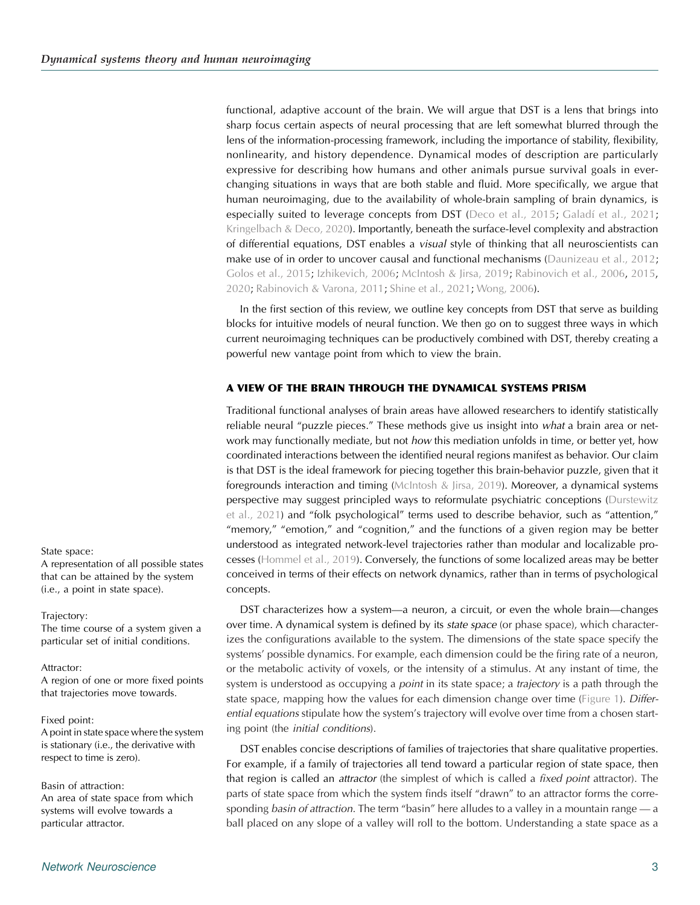functional, adaptive account of the brain. We will argue that DST is a lens that brings into sharp focus certain aspects of neural processing that are left somewhat blurred through the lens of the information-processing framework, including the importance of stability, flexibility, nonlinearity, and history dependence. Dynamical modes of description are particularly expressive for describing how humans and other animals pursue survival goals in ever-changing situations in ways that are both stable and fluid. More specifically, we argue that human neuroimaging, due to the availability of whole-brain sampling of brain dynamics, is especially suited to leverage concepts from DST (Deco et al., 2015; Galadí et al., 2021; Kringelbach & Deco, 2020). Importantly, beneath the surface-level complexity and abstraction of differential equations, DST enables a *visual* style of thinking that all neuroscientists can make use of in order to uncover causal and functional mechanisms (Daunizeau et al., 2012; Golos et al., 2015; Izhikevich, 2006; McIntosh & Jirsa, 2019; Rabinovich et al., 2006, 2015, 2020; Rabinovich & Varona, 2011; Shine et al., 2021; Wong, 2006).

In the first section of this review, we outline key concepts from DST that serve as building blocks for intuitive models of neural function. We then go on to suggest three ways in which current neuroimaging techniques can be productively combined with DST, thereby creating a powerful new vantage point from which to view the brain.

## A VIEW OF THE BRAIN THROUGH THE DYNAMICAL SYSTEMS PRISM

Traditional functional analyses of brain areas have allowed researchers to identify statistically reliable neural "puzzle pieces." These methods give us insight into *what* a brain area or network may functionally mediate, but not *how* this mediation unfolds in time, or better yet, how coordinated interactions between the identified neural regions manifest as behavior. Our claim is that DST is the ideal framework for piecing together this brain-behavior puzzle, given that it foregrounds interaction and timing (McIntosh & Jirsa, 2019). Moreover, a dynamical systems perspective may suggest principled ways to reformulate psychiatric conceptions (Durstewitz et al., 2021) and "folk psychological" terms used to describe behavior, such as "attention," "memory," "emotion," and "cognition," and the functions of a given region may be better understood as integrated network-level trajectories rather than modular and localizable processes (Hommel et al., 2019). Conversely, the functions of some localized areas may be better conceived in terms of their effects on network dynamics, rather than in terms of psychological concepts.

State space:
A representation of all possible states that can be attained by the system (i.e., a point in state space).

Trajectory:
The time course of a system given a particular set of initial conditions.

Attractor:
A region of one or more fixed points that trajectories move towards.

Fixed point:
A point in state space where the system is stationary (i.e., the derivative with respect to time is zero).

Basin of attraction:
An area of state space from which systems will evolve towards a particular attractor.

DST characterizes how a system—a neuron, a circuit, or even the whole brain—changes over time. A dynamical system is defined by its *state space* (or phase space), which characterizes the configurations available to the system. The dimensions of the state space specify the systems' possible dynamics. For example, each dimension could be the firing rate of a neuron, or the metabolic activity of voxels, or the intensity of a stimulus. At any instant of time, the system is understood as occupying a *point* in its state space; a *trajectory* is a path through the state space, mapping how the values for each dimension change over time (Figure 1). *Differential equations* stipulate how the system's trajectory will evolve over time from a chosen starting point (the *initial conditions*).

DST enables concise descriptions of families of trajectories that share qualitative properties. For example, if a family of trajectories all tend toward a particular region of state space, then that region is called an *attractor* (the simplest of which is called a *fixed point* attractor). The parts of state space from which the system finds itself "drawn" to an attractor forms the corresponding *basin of attraction*. The term "basin" here alludes to a valley in a mountain range — a ball placed on any slope of a valley will roll to the bottom. Understanding a state space as a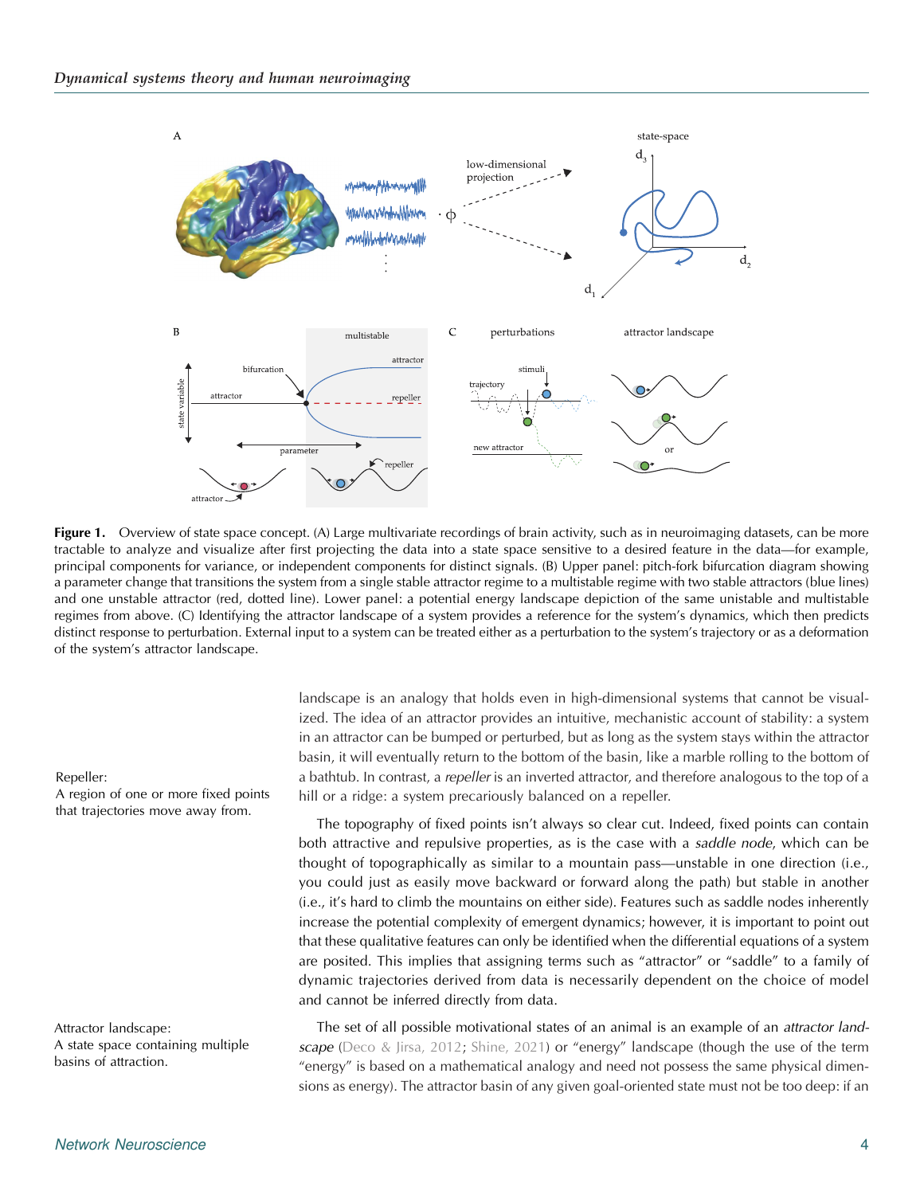A

state-space

low-dimensional projection

$\cdot\,\phi$

$d_3$

$d_2$

$d_1$

B

multistable

bifurcation

attractor

attractor

repeller

state variable

parameter

repeller

attractor

C

perturbations

attractor landscape

stimuli

trajectory

new attractor

or

**Figure 1.** Overview of state space concept. (A) Large multivariate recordings of brain activity, such as in neuroimaging datasets, can be more tractable to analyze and visualize after first projecting the data into a state space sensitive to a desired feature in the data—for example, principal components for variance, or independent components for distinct signals. (B) Upper panel: pitch-fork bifurcation diagram showing a parameter change that transitions the system from a single stable attractor regime to a multistable regime with two stable attractors (blue lines) and one unstable attractor (red, dotted line). Lower panel: a potential energy landscape depiction of the same unistable and multistable regimes from above. (C) Identifying the attractor landscape of a system provides a reference for the system's dynamics, which then predicts distinct response to perturbation. External input to a system can be treated either as a perturbation to the system's trajectory or as a deformation of the system's attractor landscape.

landscape is an analogy that holds even in high-dimensional systems that cannot be visualized. The idea of an attractor provides an intuitive, mechanistic account of stability: a system in an attractor can be bumped or perturbed, but as long as the system stays within the attractor basin, it will eventually return to the bottom of the basin, like a marble rolling to the bottom of a bathtub. In contrast, a *repeller* is an inverted attractor, and therefore analogous to the top of a hill or a ridge: a system precariously balanced on a repeller.

Repeller:
A region of one or more fixed points that trajectories move away from.

The topography of fixed points isn't always so clear cut. Indeed, fixed points can contain both attractive and repulsive properties, as is the case with a *saddle node*, which can be thought of topographically as similar to a mountain pass—unstable in one direction (i.e., you could just as easily move backward or forward along the path) but stable in another (i.e., it's hard to climb the mountains on either side). Features such as saddle nodes inherently increase the potential complexity of emergent dynamics; however, it is important to point out that these qualitative features can only be identified when the differential equations of a system are posited. This implies that assigning terms such as "attractor" or "saddle" to a family of dynamic trajectories derived from data is necessarily dependent on the choice of model and cannot be inferred directly from data.

Attractor landscape:
A state space containing multiple basins of attraction.

The set of all possible motivational states of an animal is an example of an *attractor landscape* (Deco & Jirsa, 2012; Shine, 2021) or "energy" landscape (though the use of the term "energy" is based on a mathematical analogy and need not possess the same physical dimensions as energy). The attractor basin of any given goal-oriented state must not be too deep: if an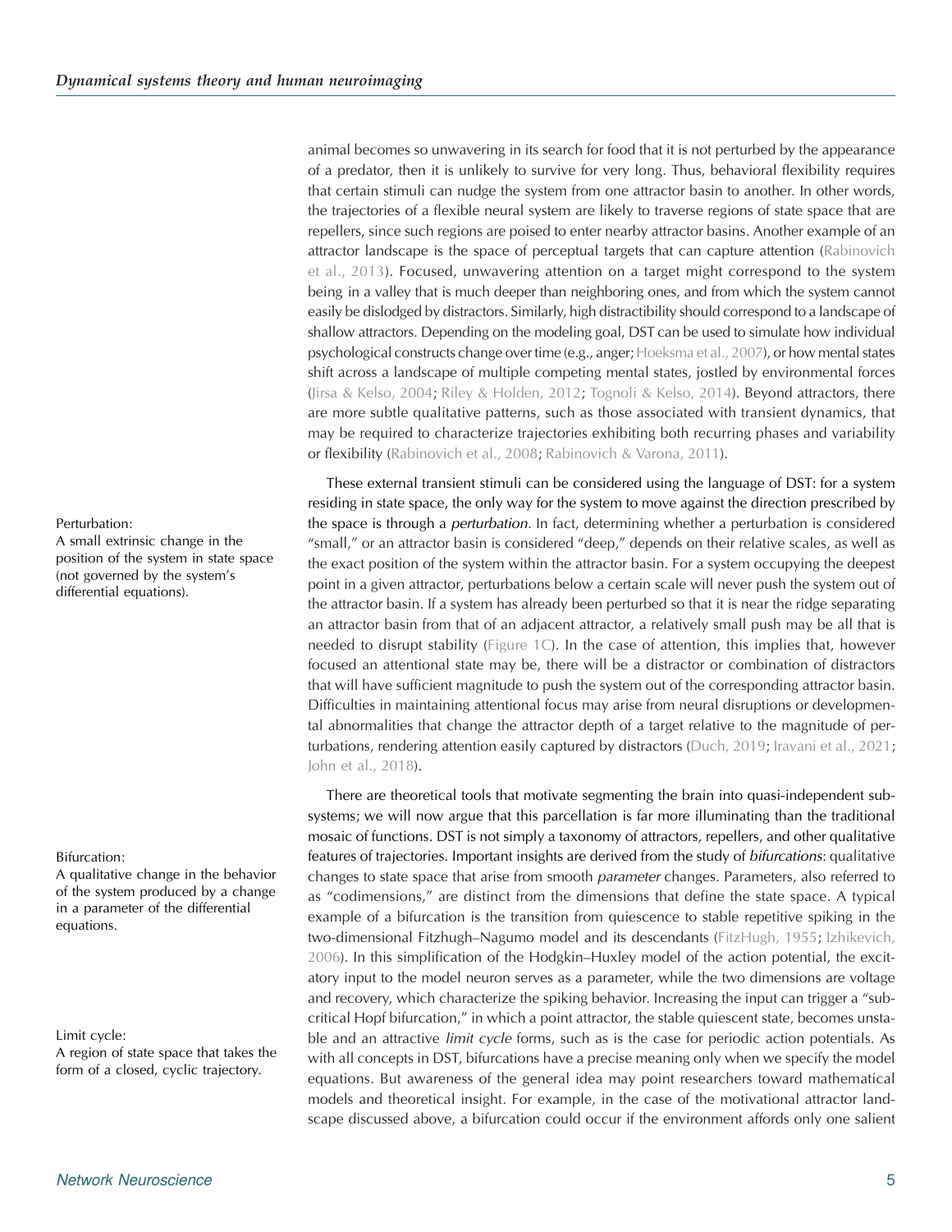animal becomes so unwavering in its search for food that it is not perturbed by the appearance of a predator, then it is unlikely to survive for very long. Thus, behavioral flexibility requires that certain stimuli can nudge the system from one attractor basin to another. In other words, the trajectories of a flexible neural system are likely to traverse regions of state space that are repellers, since such regions are poised to enter nearby attractor basins. Another example of an attractor landscape is the space of perceptual targets that can capture attention (Rabinovich et al., 2013). Focused, unwavering attention on a target might correspond to the system being in a valley that is much deeper than neighboring ones, and from which the system cannot easily be dislodged by distractors. Similarly, high distractibility should correspond to a landscape of shallow attractors. Depending on the modeling goal, DST can be used to simulate how individual psychological constructs change over time (e.g., anger; Hoeksma et al., 2007), or how mental states shift across a landscape of multiple competing mental states, jostled by environmental forces (Jirsa & Kelso, 2004; Riley & Holden, 2012; Tognoli & Kelso, 2014). Beyond attractors, there are more subtle qualitative patterns, such as those associated with transient dynamics, that may be required to characterize trajectories exhibiting both recurring phases and variability or flexibility (Rabinovich et al., 2008; Rabinovich & Varona, 2011).

Perturbation:
A small extrinsic change in the position of the system in state space (not governed by the system's differential equations).

These external transient stimuli can be considered using the language of DST: for a system residing in state space, the only way for the system to move against the direction prescribed by the space is through a *perturbation*. In fact, determining whether a perturbation is considered "small," or an attractor basin is considered "deep," depends on their relative scales, as well as the exact position of the system within the attractor basin. For a system occupying the deepest point in a given attractor, perturbations below a certain scale will never push the system out of the attractor basin. If a system has already been perturbed so that it is near the ridge separating an attractor basin from that of an adjacent attractor, a relatively small push may be all that is needed to disrupt stability (Figure 1C). In the case of attention, this implies that, however focused an attentional state may be, there will be a distractor or combination of distractors that will have sufficient magnitude to push the system out of the corresponding attractor basin. Difficulties in maintaining attentional focus may arise from neural disruptions or developmental abnormalities that change the attractor depth of a target relative to the magnitude of perturbations, rendering attention easily captured by distractors (Duch, 2019; Iravani et al., 2021; John et al., 2018).

Bifurcation:
A qualitative change in the behavior of the system produced by a change in a parameter of the differential equations.

Limit cycle:
A region of state space that takes the form of a closed, cyclic trajectory.

There are theoretical tools that motivate segmenting the brain into quasi-independent subsystems; we will now argue that this parcellation is far more illuminating than the traditional mosaic of functions. DST is not simply a taxonomy of attractors, repellers, and other qualitative features of trajectories. Important insights are derived from the study of *bifurcations*: qualitative changes to state space that arise from smooth *parameter* changes. Parameters, also referred to as "codimensions," are distinct from the dimensions that define the state space. A typical example of a bifurcation is the transition from quiescence to stable repetitive spiking in the two-dimensional Fitzhugh–Nagumo model and its descendants (FitzHugh, 1955; Izhikevich, 2006). In this simplification of the Hodgkin–Huxley model of the action potential, the excitatory input to the model neuron serves as a parameter, while the two dimensions are voltage and recovery, which characterize the spiking behavior. Increasing the input can trigger a "subcritical Hopf bifurcation," in which a point attractor, the stable quiescent state, becomes unstable and an attractive *limit cycle* forms, such as is the case for periodic action potentials. As with all concepts in DST, bifurcations have a precise meaning only when we specify the model equations. But awareness of the general idea may point researchers toward mathematical models and theoretical insight. For example, in the case of the motivational attractor landscape discussed above, a bifurcation could occur if the environment affords only one salient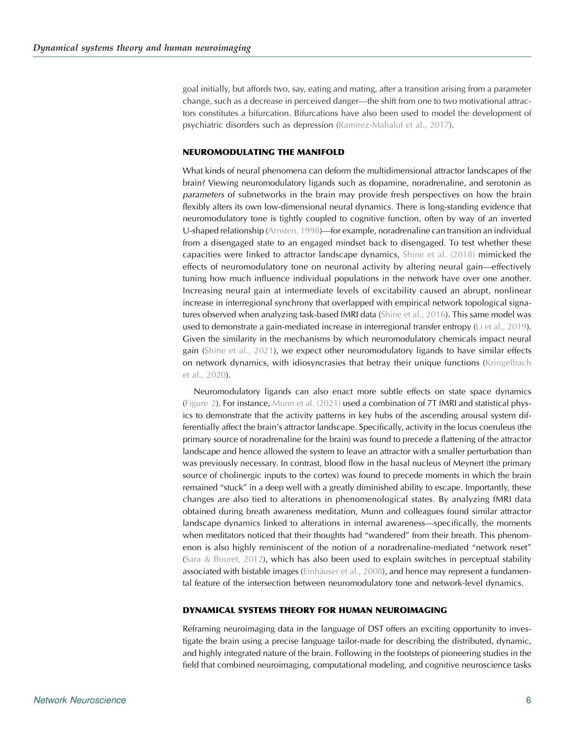goal initially, but affords two, say, eating and mating, after a transition arising from a parameter change, such as a decrease in perceived danger—the shift from one to two motivational attractors constitutes a bifurcation. Bifurcations have also been used to model the development of psychiatric disorders such as depression (Ramirez-Mahaluf et al., 2017).

## NEUROMODULATING THE MANIFOLD

What kinds of neural phenomena can deform the multidimensional attractor landscapes of the brain? Viewing neuromodulatory ligands such as dopamine, noradrenaline, and serotonin as *parameters* of subnetworks in the brain may provide fresh perspectives on how the brain flexibly alters its own low-dimensional neural dynamics. There is long-standing evidence that neuromodulatory tone is tightly coupled to cognitive function, often by way of an inverted U-shaped relationship (Arnsten, 1998)—for example, noradrenaline can transition an individual from a disengaged state to an engaged mindset back to disengaged. To test whether these capacities were linked to attractor landscape dynamics, Shine et al. (2018) mimicked the effects of neuromodulatory tone on neuronal activity by altering neural gain—effectively tuning how much influence individual populations in the network have over one another. Increasing neural gain at intermediate levels of excitability caused an abrupt, nonlinear increase in interregional synchrony that overlapped with empirical network topological signatures observed when analyzing task-based fMRI data (Shine et al., 2016). This same model was used to demonstrate a gain-mediated increase in interregional transfer entropy (Li et al., 2019). Given the similarity in the mechanisms by which neuromodulatory chemicals impact neural gain (Shine et al., 2021), we expect other neuromodulatory ligands to have similar effects on network dynamics, with idiosyncrasies that betray their unique functions (Kringelbach et al., 2020).

Neuromodulatory ligands can also enact more subtle effects on state space dynamics (Figure 2). For instance, Munn et al. (2021) used a combination of 7T fMRI and statistical physics to demonstrate that the activity patterns in key hubs of the ascending arousal system differentially affect the brain's attractor landscape. Specifically, activity in the locus coeruleus (the primary source of noradrenaline for the brain) was found to precede a flattening of the attractor landscape and hence allowed the system to leave an attractor with a smaller perturbation than was previously necessary. In contrast, blood flow in the basal nucleus of Meynert (the primary source of cholinergic inputs to the cortex) was found to precede moments in which the brain remained "stuck" in a deep well with a greatly diminished ability to escape. Importantly, these changes are also tied to alterations in phenomenological states. By analyzing fMRI data obtained during breath awareness meditation, Munn and colleagues found similar attractor landscape dynamics linked to alterations in internal awareness—specifically, the moments when meditators noticed that their thoughts had "wandered" from their breath. This phenomenon is also highly reminiscent of the notion of a noradrenaline-mediated "network reset" (Sara & Bouret, 2012), which has also been used to explain switches in perceptual stability associated with bistable images (Einhäuser et al., 2008), and hence may represent a fundamental feature of the intersection between neuromodulatory tone and network-level dynamics.

## DYNAMICAL SYSTEMS THEORY FOR HUMAN NEUROIMAGING

Reframing neuroimaging data in the language of DST offers an exciting opportunity to investigate the brain using a precise language tailor-made for describing the distributed, dynamic, and highly integrated nature of the brain. Following in the footsteps of pioneering studies in the field that combined neuroimaging, computational modeling, and cognitive neuroscience tasks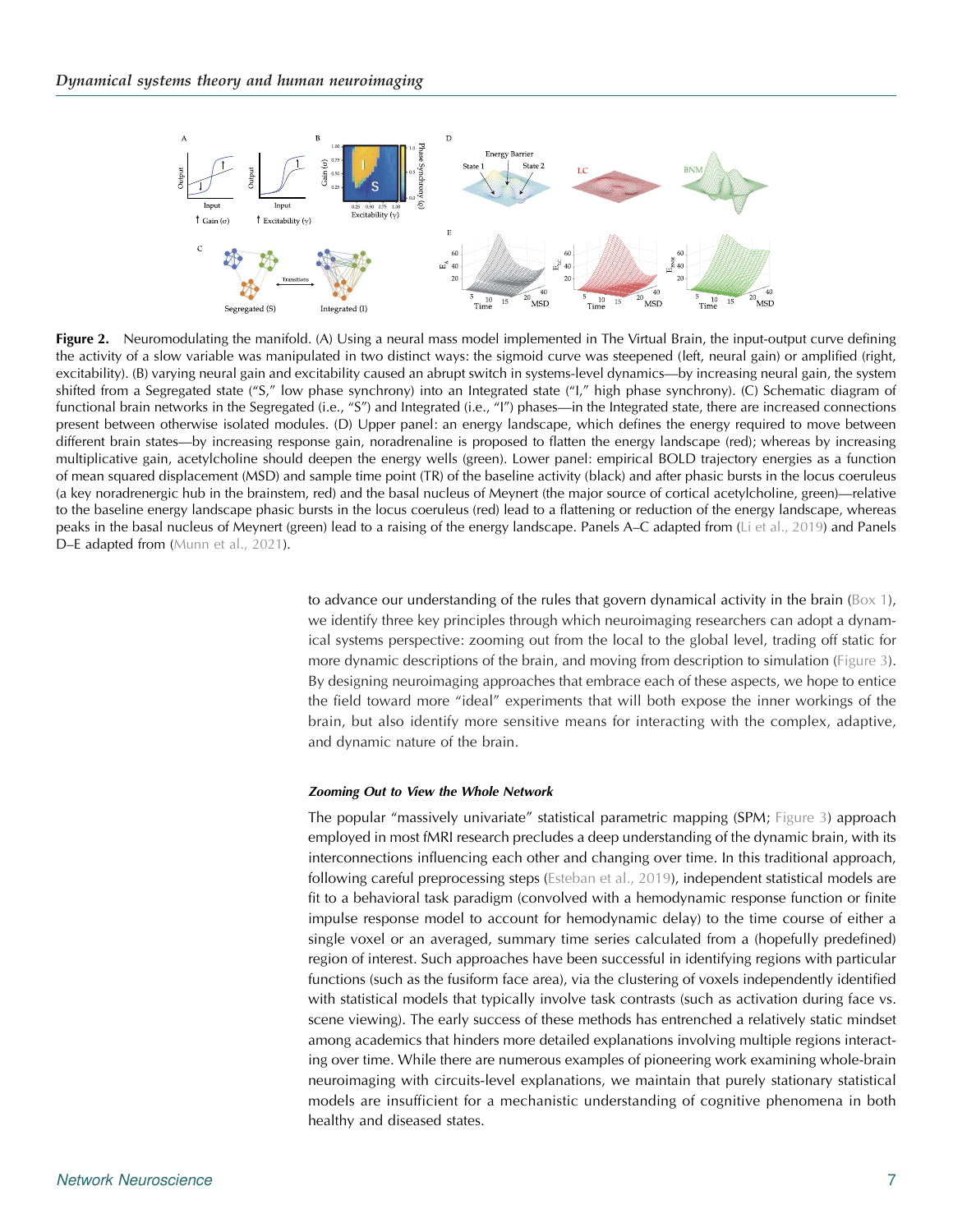A

Output

Input

↑ Gain (σ)

Output

Input

↑ Excitability (γ)

B

Gain (σ)

Excitability (γ)

Phase Synchrony (ϕ)

I

S

C

Segregated (S)

Transitions

Integrated (I)

D

Energy Barrier

State 1

State 2

LC

BNM

E

Time

MSD

**Figure 2.** Neuromodulating the manifold. (A) Using a neural mass model implemented in The Virtual Brain, the input-output curve defining the activity of a slow variable was manipulated in two distinct ways: the sigmoid curve was steepened (left, neural gain) or amplified (right, excitability). (B) varying neural gain and excitability caused an abrupt switch in systems-level dynamics—by increasing neural gain, the system shifted from a Segregated state ("S," low phase synchrony) into an Integrated state ("I," high phase synchrony). (C) Schematic diagram of functional brain networks in the Segregated (i.e., "S") and Integrated (i.e., "I") phases—in the Integrated state, there are increased connections present between otherwise isolated modules. (D) Upper panel: an energy landscape, which defines the energy required to move between different brain states—by increasing response gain, noradrenaline is proposed to flatten the energy landscape (red); whereas by increasing multiplicative gain, acetylcholine should deepen the energy wells (green). Lower panel: empirical BOLD trajectory energies as a function of mean squared displacement (MSD) and sample time point (TR) of the baseline activity (black) and after phasic bursts in the locus coeruleus (a key noradrenergic hub in the brainstem, red) and the basal nucleus of Meynert (the major source of cortical acetylcholine, green)—relative to the baseline energy landscape phasic bursts in the locus coeruleus (red) lead to a flattening or reduction of the energy landscape, whereas peaks in the basal nucleus of Meynert (green) lead to a raising of the energy landscape. Panels A–C adapted from (Li et al., 2019) and Panels D–E adapted from (Munn et al., 2021).

to advance our understanding of the rules that govern dynamical activity in the brain (Box 1), we identify three key principles through which neuroimaging researchers can adopt a dynamical systems perspective: zooming out from the local to the global level, trading off static for more dynamic descriptions of the brain, and moving from description to simulation (Figure 3). By designing neuroimaging approaches that embrace each of these aspects, we hope to entice the field toward more "ideal" experiments that will both expose the inner workings of the brain, but also identify more sensitive means for interacting with the complex, adaptive, and dynamic nature of the brain.

#### *Zooming Out to View the Whole Network*

The popular "massively univariate" statistical parametric mapping (SPM; Figure 3) approach employed in most fMRI research precludes a deep understanding of the dynamic brain, with its interconnections influencing each other and changing over time. In this traditional approach, following careful preprocessing steps (Esteban et al., 2019), independent statistical models are fit to a behavioral task paradigm (convolved with a hemodynamic response function or finite impulse response model to account for hemodynamic delay) to the time course of either a single voxel or an averaged, summary time series calculated from a (hopefully predefined) region of interest. Such approaches have been successful in identifying regions with particular functions (such as the fusiform face area), via the clustering of voxels independently identified with statistical models that typically involve task contrasts (such as activation during face vs. scene viewing). The early success of these methods has entrenched a relatively static mindset among academics that hinders more detailed explanations involving multiple regions interacting over time. While there are numerous examples of pioneering work examining whole-brain neuroimaging with circuits-level explanations, we maintain that purely stationary statistical models are insufficient for a mechanistic understanding of cognitive phenomena in both healthy and diseased states.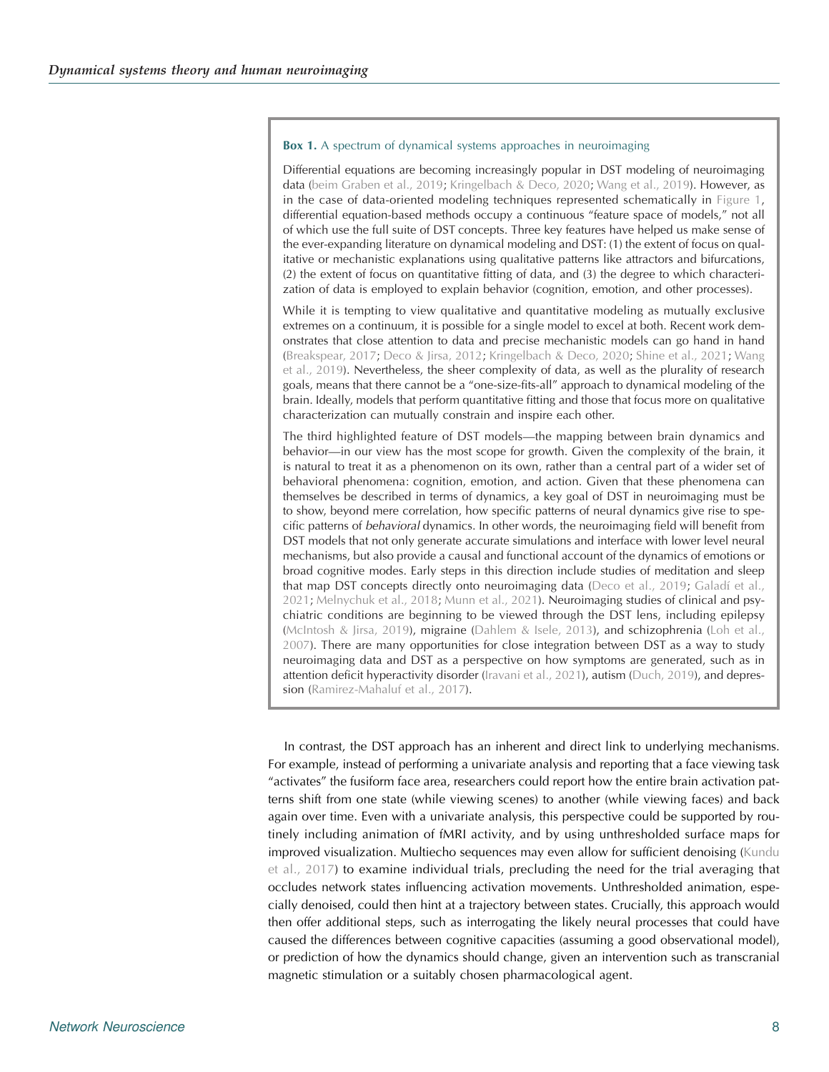**Box 1.** A spectrum of dynamical systems approaches in neuroimaging

Differential equations are becoming increasingly popular in DST modeling of neuroimaging data (beim Graben et al., 2019; Kringelbach & Deco, 2020; Wang et al., 2019). However, as in the case of data-oriented modeling techniques represented schematically in Figure 1, differential equation-based methods occupy a continuous "feature space of models," not all of which use the full suite of DST concepts. Three key features have helped us make sense of the ever-expanding literature on dynamical modeling and DST: (1) the extent of focus on qualitative or mechanistic explanations using qualitative patterns like attractors and bifurcations, (2) the extent of focus on quantitative fitting of data, and (3) the degree to which characterization of data is employed to explain behavior (cognition, emotion, and other processes).

While it is tempting to view qualitative and quantitative modeling as mutually exclusive extremes on a continuum, it is possible for a single model to excel at both. Recent work demonstrates that close attention to data and precise mechanistic models can go hand in hand (Breakspear, 2017; Deco & Jirsa, 2012; Kringelbach & Deco, 2020; Shine et al., 2021; Wang et al., 2019). Nevertheless, the sheer complexity of data, as well as the plurality of research goals, means that there cannot be a "one-size-fits-all" approach to dynamical modeling of the brain. Ideally, models that perform quantitative fitting and those that focus more on qualitative characterization can mutually constrain and inspire each other.

The third highlighted feature of DST models—the mapping between brain dynamics and behavior—in our view has the most scope for growth. Given the complexity of the brain, it is natural to treat it as a phenomenon on its own, rather than a central part of a wider set of behavioral phenomena: cognition, emotion, and action. Given that these phenomena can themselves be described in terms of dynamics, a key goal of DST in neuroimaging must be to show, beyond mere correlation, how specific patterns of neural dynamics give rise to specific patterns of *behavioral* dynamics. In other words, the neuroimaging field will benefit from DST models that not only generate accurate simulations and interface with lower level neural mechanisms, but also provide a causal and functional account of the dynamics of emotions or broad cognitive modes. Early steps in this direction include studies of meditation and sleep that map DST concepts directly onto neuroimaging data (Deco et al., 2019; Galadí et al., 2021; Melnychuk et al., 2018; Munn et al., 2021). Neuroimaging studies of clinical and psychiatric conditions are beginning to be viewed through the DST lens, including epilepsy (McIntosh & Jirsa, 2019), migraine (Dahlem & Isele, 2013), and schizophrenia (Loh et al., 2007). There are many opportunities for close integration between DST as a way to study neuroimaging data and DST as a perspective on how symptoms are generated, such as in attention deficit hyperactivity disorder (Iravani et al., 2021), autism (Duch, 2019), and depression (Ramirez-Mahaluf et al., 2017).

In contrast, the DST approach has an inherent and direct link to underlying mechanisms. For example, instead of performing a univariate analysis and reporting that a face viewing task "activates" the fusiform face area, researchers could report how the entire brain activation patterns shift from one state (while viewing scenes) to another (while viewing faces) and back again over time. Even with a univariate analysis, this perspective could be supported by routinely including animation of fMRI activity, and by using unthresholded surface maps for improved visualization. Multiecho sequences may even allow for sufficient denoising (Kundu et al., 2017) to examine individual trials, precluding the need for the trial averaging that occludes network states influencing activation movements. Unthresholded animation, especially denoised, could then hint at a trajectory between states. Crucially, this approach would then offer additional steps, such as interrogating the likely neural processes that could have caused the differences between cognitive capacities (assuming a good observational model), or prediction of how the dynamics should change, given an intervention such as transcranial magnetic stimulation or a suitably chosen pharmacological agent.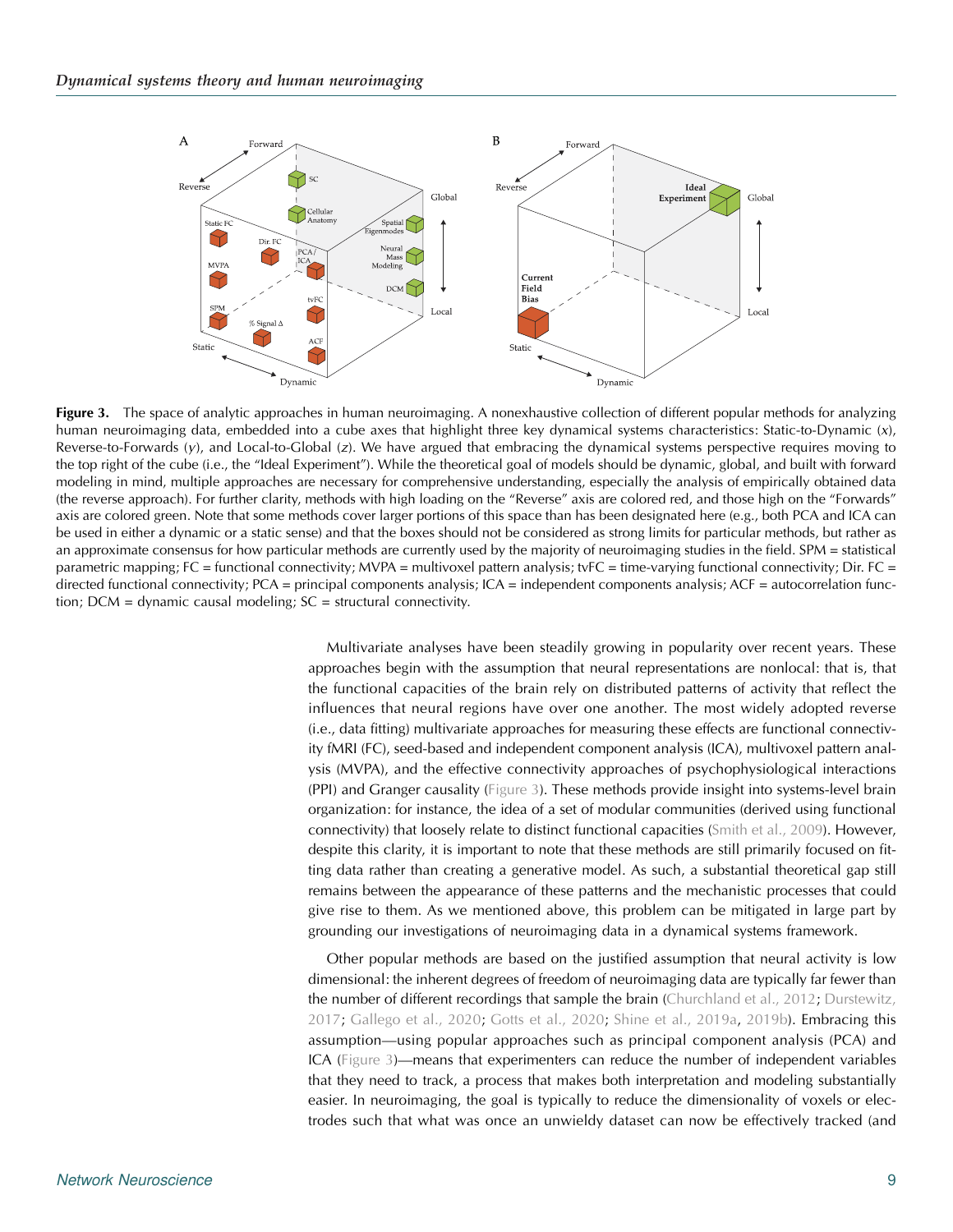A

Forward

Reverse

SC

Cellular Anatomy

Global

Static FC

Dir. FC

PCA/ ICA

Spatial Eigenmodes

MVPA

Neural Mass Modeling

DCM

tvFC

Local

SPM

% Signal Δ

ACF

Static

Dynamic

B

Forward

Reverse

Ideal Experiment

Global

Current Field Bias

Local

Static

Dynamic

**Figure 3.** The space of analytic approaches in human neuroimaging. A nonexhaustive collection of different popular methods for analyzing human neuroimaging data, embedded into a cube axes that highlight three key dynamical systems characteristics: Static-to-Dynamic ($x$), Reverse-to-Forwards ($y$), and Local-to-Global ($z$). We have argued that embracing the dynamical systems perspective requires moving to the top right of the cube (i.e., the "Ideal Experiment"). While the theoretical goal of models should be dynamic, global, and built with forward modeling in mind, multiple approaches are necessary for comprehensive understanding, especially the analysis of empirically obtained data (the reverse approach). For further clarity, methods with high loading on the "Reverse" axis are colored red, and those high on the "Forwards" axis are colored green. Note that some methods cover larger portions of this space than has been designated here (e.g., both PCA and ICA can be used in either a dynamic or a static sense) and that the boxes should not be considered as strong limits for particular methods, but rather as an approximate consensus for how particular methods are currently used by the majority of neuroimaging studies in the field. SPM = statistical parametric mapping; FC = functional connectivity; MVPA = multivoxel pattern analysis; tvFC = time-varying functional connectivity; Dir. FC = directed functional connectivity; PCA = principal components analysis; ICA = independent components analysis; ACF = autocorrelation function; DCM = dynamic causal modeling; SC = structural connectivity.

Multivariate analyses have been steadily growing in popularity over recent years. These approaches begin with the assumption that neural representations are nonlocal: that is, that the functional capacities of the brain rely on distributed patterns of activity that reflect the influences that neural regions have over one another. The most widely adopted reverse (i.e., data fitting) multivariate approaches for measuring these effects are functional connectivity fMRI (FC), seed-based and independent component analysis (ICA), multivoxel pattern analysis (MVPA), and the effective connectivity approaches of psychophysiological interactions (PPI) and Granger causality (Figure 3). These methods provide insight into systems-level brain organization: for instance, the idea of a set of modular communities (derived using functional connectivity) that loosely relate to distinct functional capacities (Smith et al., 2009). However, despite this clarity, it is important to note that these methods are still primarily focused on fitting data rather than creating a generative model. As such, a substantial theoretical gap still remains between the appearance of these patterns and the mechanistic processes that could give rise to them. As we mentioned above, this problem can be mitigated in large part by grounding our investigations of neuroimaging data in a dynamical systems framework.

Other popular methods are based on the justified assumption that neural activity is low dimensional: the inherent degrees of freedom of neuroimaging data are typically far fewer than the number of different recordings that sample the brain (Churchland et al., 2012; Durstewitz, 2017; Gallego et al., 2020; Gotts et al., 2020; Shine et al., 2019a, 2019b). Embracing this assumption—using popular approaches such as principal component analysis (PCA) and ICA (Figure 3)—means that experimenters can reduce the number of independent variables that they need to track, a process that makes both interpretation and modeling substantially easier. In neuroimaging, the goal is typically to reduce the dimensionality of voxels or electrodes such that what was once an unwieldy dataset can now be effectively tracked (and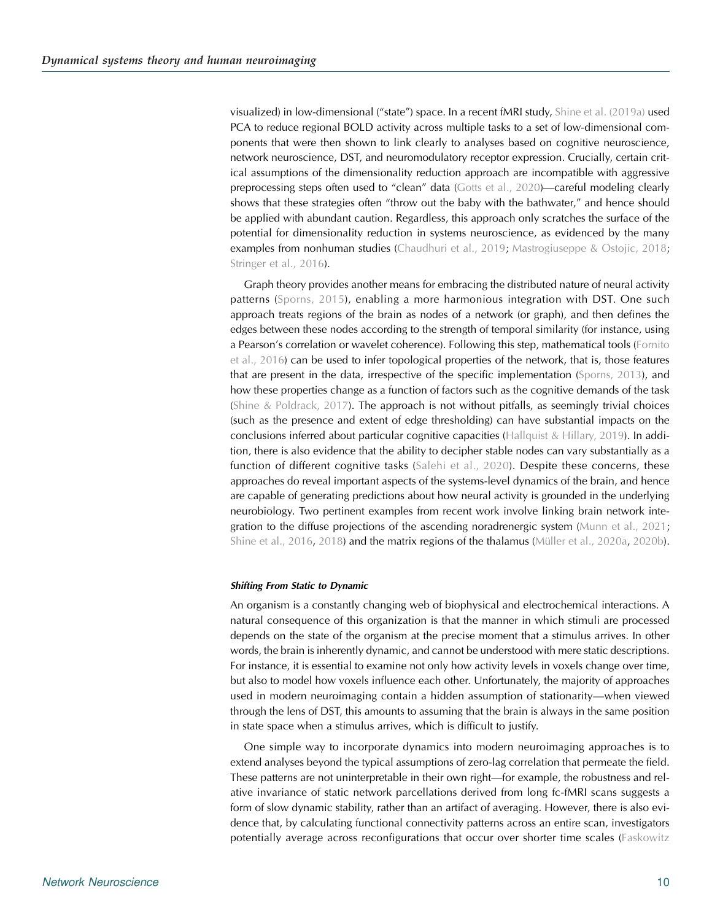visualized) in low-dimensional ("state") space. In a recent fMRI study, Shine et al. (2019a) used PCA to reduce regional BOLD activity across multiple tasks to a set of low-dimensional components that were then shown to link clearly to analyses based on cognitive neuroscience, network neuroscience, DST, and neuromodulatory receptor expression. Crucially, certain critical assumptions of the dimensionality reduction approach are incompatible with aggressive preprocessing steps often used to "clean" data (Gotts et al., 2020)—careful modeling clearly shows that these strategies often "throw out the baby with the bathwater," and hence should be applied with abundant caution. Regardless, this approach only scratches the surface of the potential for dimensionality reduction in systems neuroscience, as evidenced by the many examples from nonhuman studies (Chaudhuri et al., 2019; Mastrogiuseppe & Ostojic, 2018; Stringer et al., 2016).

Graph theory provides another means for embracing the distributed nature of neural activity patterns (Sporns, 2015), enabling a more harmonious integration with DST. One such approach treats regions of the brain as nodes of a network (or graph), and then defines the edges between these nodes according to the strength of temporal similarity (for instance, using a Pearson's correlation or wavelet coherence). Following this step, mathematical tools (Fornito et al., 2016) can be used to infer topological properties of the network, that is, those features that are present in the data, irrespective of the specific implementation (Sporns, 2013), and how these properties change as a function of factors such as the cognitive demands of the task (Shine & Poldrack, 2017). The approach is not without pitfalls, as seemingly trivial choices (such as the presence and extent of edge thresholding) can have substantial impacts on the conclusions inferred about particular cognitive capacities (Hallquist & Hillary, 2019). In addition, there is also evidence that the ability to decipher stable nodes can vary substantially as a function of different cognitive tasks (Salehi et al., 2020). Despite these concerns, these approaches do reveal important aspects of the systems-level dynamics of the brain, and hence are capable of generating predictions about how neural activity is grounded in the underlying neurobiology. Two pertinent examples from recent work involve linking brain network integration to the diffuse projections of the ascending noradrenergic system (Munn et al., 2021; Shine et al., 2016, 2018) and the matrix regions of the thalamus (Müller et al., 2020a, 2020b).

#### *Shifting From Static to Dynamic*

An organism is a constantly changing web of biophysical and electrochemical interactions. A natural consequence of this organization is that the manner in which stimuli are processed depends on the state of the organism at the precise moment that a stimulus arrives. In other words, the brain is inherently dynamic, and cannot be understood with mere static descriptions. For instance, it is essential to examine not only how activity levels in voxels change over time, but also to model how voxels influence each other. Unfortunately, the majority of approaches used in modern neuroimaging contain a hidden assumption of stationarity—when viewed through the lens of DST, this amounts to assuming that the brain is always in the same position in state space when a stimulus arrives, which is difficult to justify.

One simple way to incorporate dynamics into modern neuroimaging approaches is to extend analyses beyond the typical assumptions of zero-lag correlation that permeate the field. These patterns are not uninterpretable in their own right—for example, the robustness and relative invariance of static network parcellations derived from long fc-fMRI scans suggests a form of slow dynamic stability, rather than an artifact of averaging. However, there is also evidence that, by calculating functional connectivity patterns across an entire scan, investigators potentially average across reconfigurations that occur over shorter time scales (Faskowitz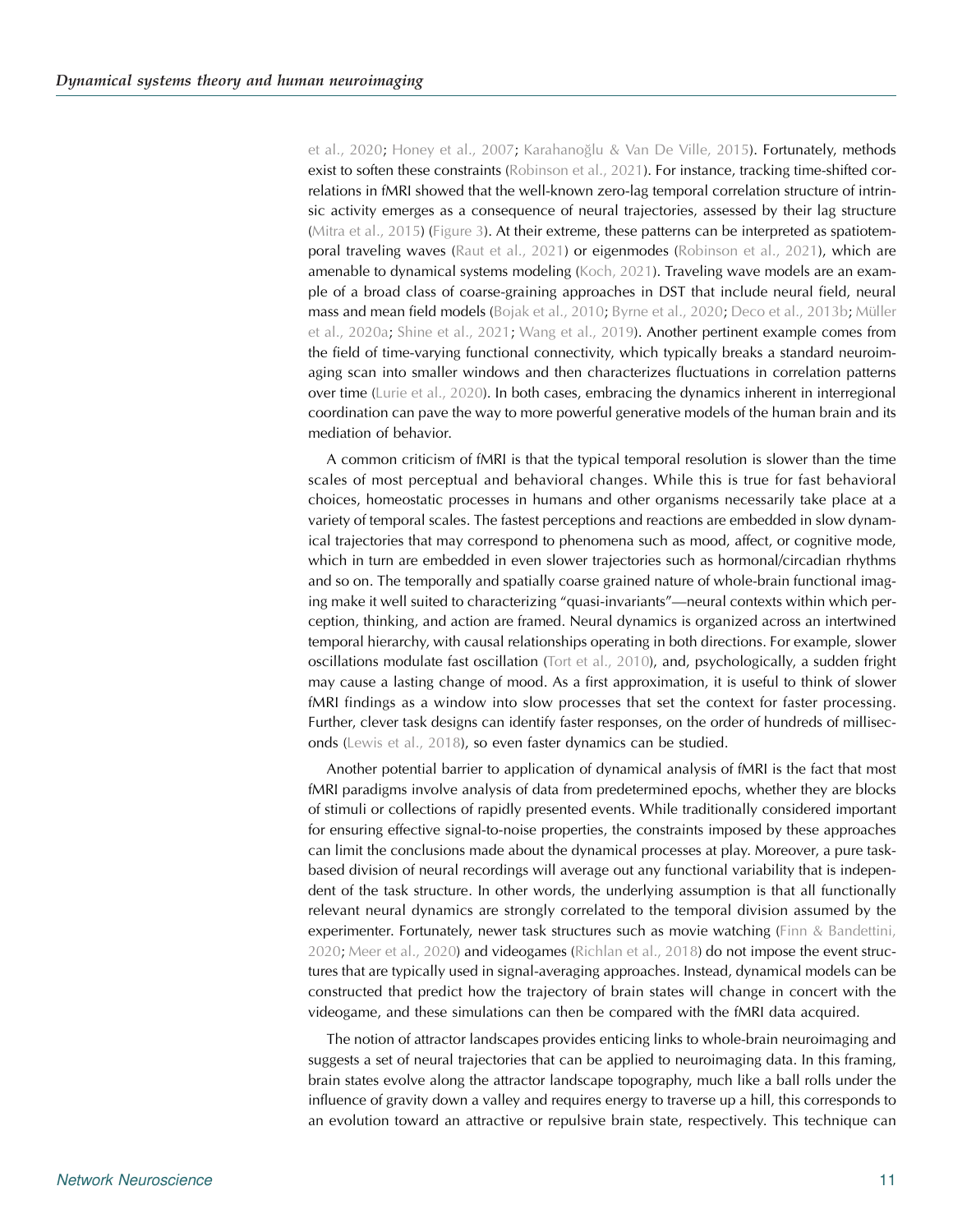et al., 2020; Honey et al., 2007; Karahanoğlu & Van De Ville, 2015). Fortunately, methods exist to soften these constraints (Robinson et al., 2021). For instance, tracking time-shifted correlations in fMRI showed that the well-known zero-lag temporal correlation structure of intrinsic activity emerges as a consequence of neural trajectories, assessed by their lag structure (Mitra et al., 2015) (Figure 3). At their extreme, these patterns can be interpreted as spatiotemporal traveling waves (Raut et al., 2021) or eigenmodes (Robinson et al., 2021), which are amenable to dynamical systems modeling (Koch, 2021). Traveling wave models are an example of a broad class of coarse-graining approaches in DST that include neural field, neural mass and mean field models (Bojak et al., 2010; Byrne et al., 2020; Deco et al., 2013b; Müller et al., 2020a; Shine et al., 2021; Wang et al., 2019). Another pertinent example comes from the field of time-varying functional connectivity, which typically breaks a standard neuroimaging scan into smaller windows and then characterizes fluctuations in correlation patterns over time (Lurie et al., 2020). In both cases, embracing the dynamics inherent in interregional coordination can pave the way to more powerful generative models of the human brain and its mediation of behavior.

A common criticism of fMRI is that the typical temporal resolution is slower than the time scales of most perceptual and behavioral changes. While this is true for fast behavioral choices, homeostatic processes in humans and other organisms necessarily take place at a variety of temporal scales. The fastest perceptions and reactions are embedded in slow dynamical trajectories that may correspond to phenomena such as mood, affect, or cognitive mode, which in turn are embedded in even slower trajectories such as hormonal/circadian rhythms and so on. The temporally and spatially coarse grained nature of whole-brain functional imaging make it well suited to characterizing "quasi-invariants"—neural contexts within which perception, thinking, and action are framed. Neural dynamics is organized across an intertwined temporal hierarchy, with causal relationships operating in both directions. For example, slower oscillations modulate fast oscillation (Tort et al., 2010), and, psychologically, a sudden fright may cause a lasting change of mood. As a first approximation, it is useful to think of slower fMRI findings as a window into slow processes that set the context for faster processing. Further, clever task designs can identify faster responses, on the order of hundreds of milliseconds (Lewis et al., 2018), so even faster dynamics can be studied.

Another potential barrier to application of dynamical analysis of fMRI is the fact that most fMRI paradigms involve analysis of data from predetermined epochs, whether they are blocks of stimuli or collections of rapidly presented events. While traditionally considered important for ensuring effective signal-to-noise properties, the constraints imposed by these approaches can limit the conclusions made about the dynamical processes at play. Moreover, a pure task-based division of neural recordings will average out any functional variability that is independent of the task structure. In other words, the underlying assumption is that all functionally relevant neural dynamics are strongly correlated to the temporal division assumed by the experimenter. Fortunately, newer task structures such as movie watching (Finn & Bandettini, 2020; Meer et al., 2020) and videogames (Richlan et al., 2018) do not impose the event structures that are typically used in signal-averaging approaches. Instead, dynamical models can be constructed that predict how the trajectory of brain states will change in concert with the videogame, and these simulations can then be compared with the fMRI data acquired.

The notion of attractor landscapes provides enticing links to whole-brain neuroimaging and suggests a set of neural trajectories that can be applied to neuroimaging data. In this framing, brain states evolve along the attractor landscape topography, much like a ball rolls under the influence of gravity down a valley and requires energy to traverse up a hill, this corresponds to an evolution toward an attractive or repulsive brain state, respectively. This technique can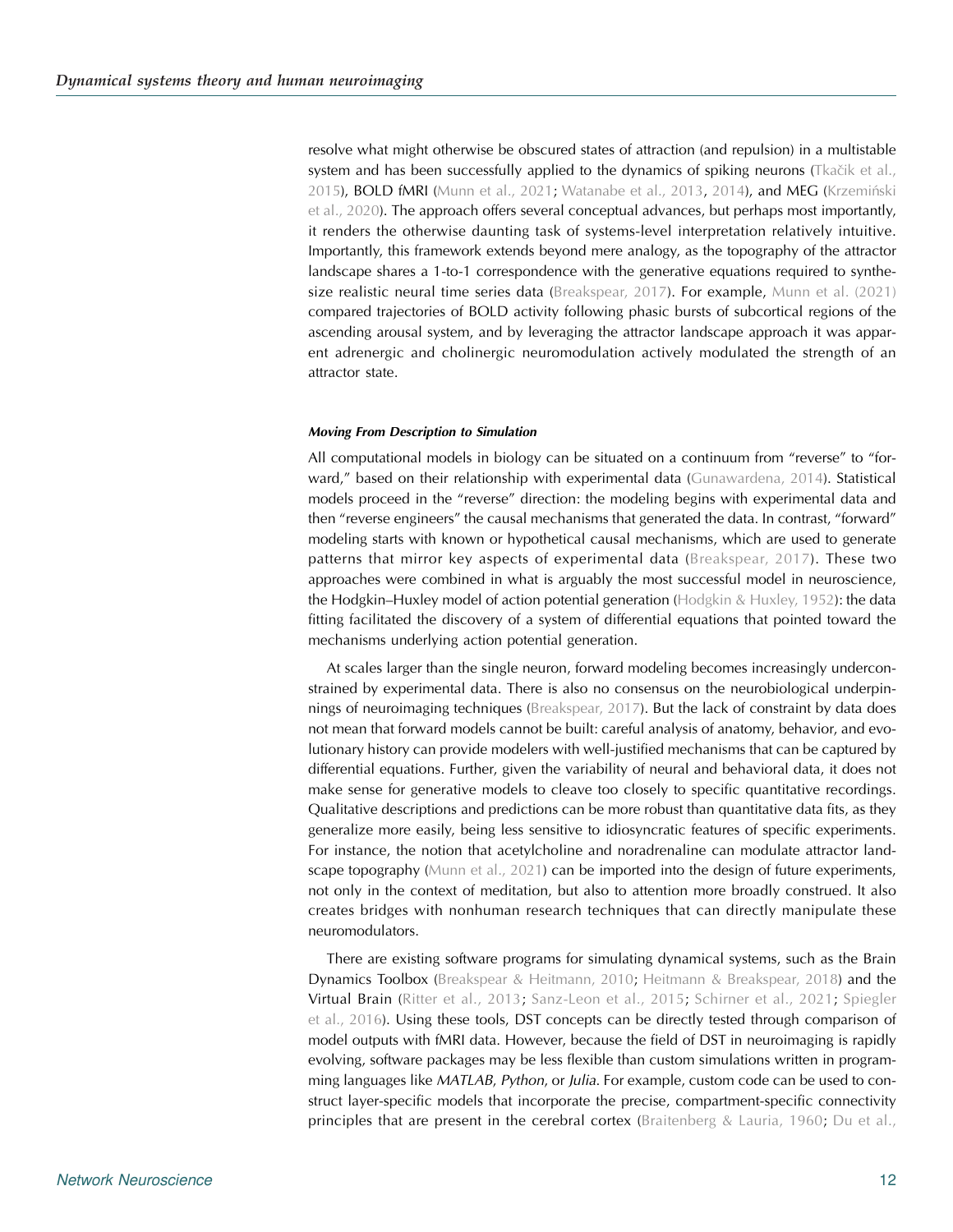resolve what might otherwise be obscured states of attraction (and repulsion) in a multistable system and has been successfully applied to the dynamics of spiking neurons (Tkačik et al., 2015), BOLD fMRI (Munn et al., 2021; Watanabe et al., 2013, 2014), and MEG (Krzemiński et al., 2020). The approach offers several conceptual advances, but perhaps most importantly, it renders the otherwise daunting task of systems-level interpretation relatively intuitive. Importantly, this framework extends beyond mere analogy, as the topography of the attractor landscape shares a 1-to-1 correspondence with the generative equations required to synthesize realistic neural time series data (Breakspear, 2017). For example, Munn et al. (2021) compared trajectories of BOLD activity following phasic bursts of subcortical regions of the ascending arousal system, and by leveraging the attractor landscape approach it was apparent adrenergic and cholinergic neuromodulation actively modulated the strength of an attractor state.

#### *Moving From Description to Simulation*

All computational models in biology can be situated on a continuum from "reverse" to "forward," based on their relationship with experimental data (Gunawardena, 2014). Statistical models proceed in the "reverse" direction: the modeling begins with experimental data and then "reverse engineers" the causal mechanisms that generated the data. In contrast, "forward" modeling starts with known or hypothetical causal mechanisms, which are used to generate patterns that mirror key aspects of experimental data (Breakspear, 2017). These two approaches were combined in what is arguably the most successful model in neuroscience, the Hodgkin–Huxley model of action potential generation (Hodgkin & Huxley, 1952): the data fitting facilitated the discovery of a system of differential equations that pointed toward the mechanisms underlying action potential generation.

At scales larger than the single neuron, forward modeling becomes increasingly underconstrained by experimental data. There is also no consensus on the neurobiological underpinnings of neuroimaging techniques (Breakspear, 2017). But the lack of constraint by data does not mean that forward models cannot be built: careful analysis of anatomy, behavior, and evolutionary history can provide modelers with well-justified mechanisms that can be captured by differential equations. Further, given the variability of neural and behavioral data, it does not make sense for generative models to cleave too closely to specific quantitative recordings. Qualitative descriptions and predictions can be more robust than quantitative data fits, as they generalize more easily, being less sensitive to idiosyncratic features of specific experiments. For instance, the notion that acetylcholine and noradrenaline can modulate attractor landscape topography (Munn et al., 2021) can be imported into the design of future experiments, not only in the context of meditation, but also to attention more broadly construed. It also creates bridges with nonhuman research techniques that can directly manipulate these neuromodulators.

There are existing software programs for simulating dynamical systems, such as the Brain Dynamics Toolbox (Breakspear & Heitmann, 2010; Heitmann & Breakspear, 2018) and the Virtual Brain (Ritter et al., 2013; Sanz-Leon et al., 2015; Schirner et al., 2021; Spiegler et al., 2016). Using these tools, DST concepts can be directly tested through comparison of model outputs with fMRI data. However, because the field of DST in neuroimaging is rapidly evolving, software packages may be less flexible than custom simulations written in programming languages like *MATLAB*, *Python*, or *Julia*. For example, custom code can be used to construct layer-specific models that incorporate the precise, compartment-specific connectivity principles that are present in the cerebral cortex (Braitenberg & Lauria, 1960; Du et al.,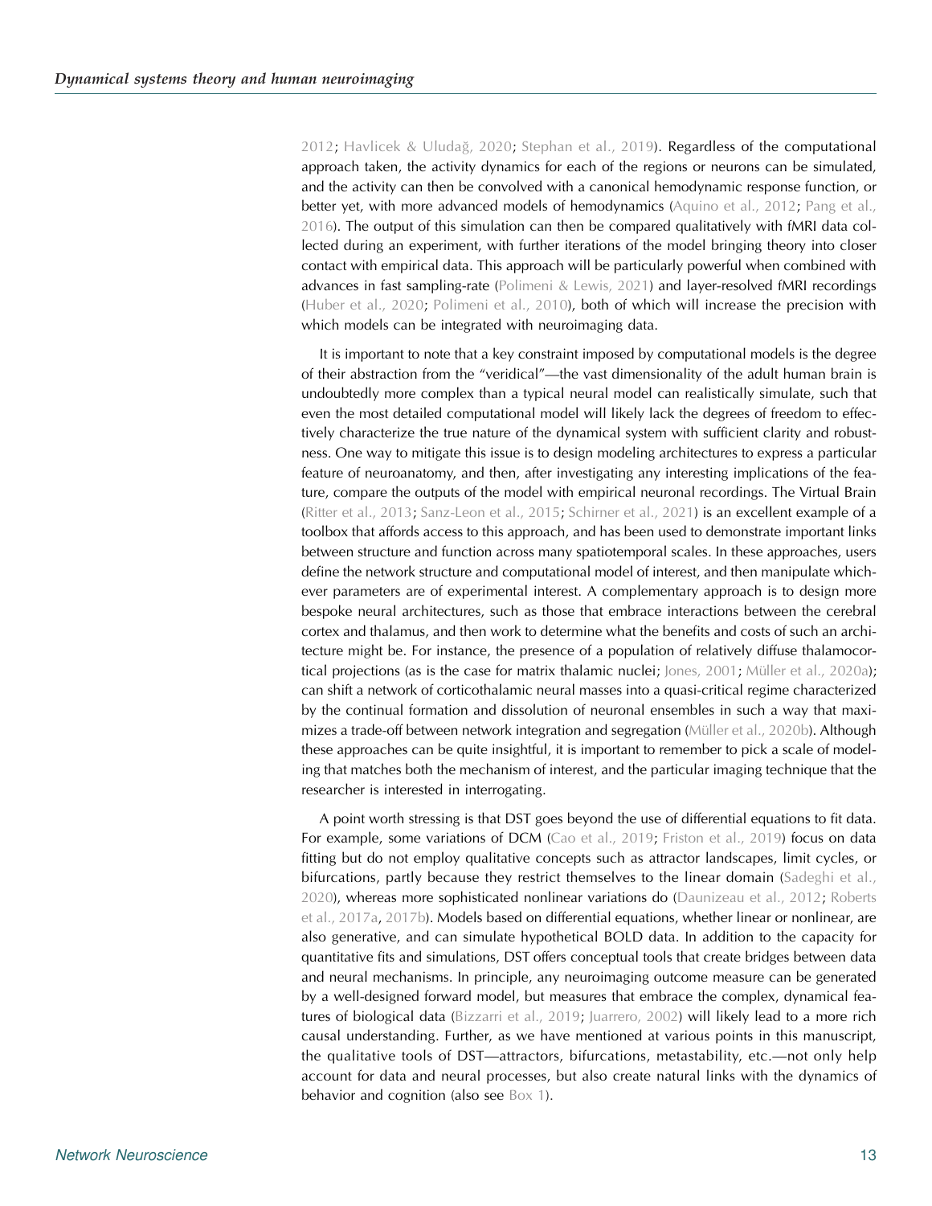2012; Havlicek & Uludağ, 2020; Stephan et al., 2019). Regardless of the computational approach taken, the activity dynamics for each of the regions or neurons can be simulated, and the activity can then be convolved with a canonical hemodynamic response function, or better yet, with more advanced models of hemodynamics (Aquino et al., 2012; Pang et al., 2016). The output of this simulation can then be compared qualitatively with fMRI data collected during an experiment, with further iterations of the model bringing theory into closer contact with empirical data. This approach will be particularly powerful when combined with advances in fast sampling-rate (Polimeni & Lewis, 2021) and layer-resolved fMRI recordings (Huber et al., 2020; Polimeni et al., 2010), both of which will increase the precision with which models can be integrated with neuroimaging data.

It is important to note that a key constraint imposed by computational models is the degree of their abstraction from the "veridical"—the vast dimensionality of the adult human brain is undoubtedly more complex than a typical neural model can realistically simulate, such that even the most detailed computational model will likely lack the degrees of freedom to effectively characterize the true nature of the dynamical system with sufficient clarity and robustness. One way to mitigate this issue is to design modeling architectures to express a particular feature of neuroanatomy, and then, after investigating any interesting implications of the feature, compare the outputs of the model with empirical neuronal recordings. The Virtual Brain (Ritter et al., 2013; Sanz-Leon et al., 2015; Schirner et al., 2021) is an excellent example of a toolbox that affords access to this approach, and has been used to demonstrate important links between structure and function across many spatiotemporal scales. In these approaches, users define the network structure and computational model of interest, and then manipulate whichever parameters are of experimental interest. A complementary approach is to design more bespoke neural architectures, such as those that embrace interactions between the cerebral cortex and thalamus, and then work to determine what the benefits and costs of such an architecture might be. For instance, the presence of a population of relatively diffuse thalamocortical projections (as is the case for matrix thalamic nuclei; Jones, 2001; Müller et al., 2020a); can shift a network of corticothalamic neural masses into a quasi-critical regime characterized by the continual formation and dissolution of neuronal ensembles in such a way that maximizes a trade-off between network integration and segregation (Müller et al., 2020b). Although these approaches can be quite insightful, it is important to remember to pick a scale of modeling that matches both the mechanism of interest, and the particular imaging technique that the researcher is interested in interrogating.

A point worth stressing is that DST goes beyond the use of differential equations to fit data. For example, some variations of DCM (Cao et al., 2019; Friston et al., 2019) focus on data fitting but do not employ qualitative concepts such as attractor landscapes, limit cycles, or bifurcations, partly because they restrict themselves to the linear domain (Sadeghi et al., 2020), whereas more sophisticated nonlinear variations do (Daunizeau et al., 2012; Roberts et al., 2017a, 2017b). Models based on differential equations, whether linear or nonlinear, are also generative, and can simulate hypothetical BOLD data. In addition to the capacity for quantitative fits and simulations, DST offers conceptual tools that create bridges between data and neural mechanisms. In principle, any neuroimaging outcome measure can be generated by a well-designed forward model, but measures that embrace the complex, dynamical features of biological data (Bizzarri et al., 2019; Juarrero, 2002) will likely lead to a more rich causal understanding. Further, as we have mentioned at various points in this manuscript, the qualitative tools of DST—attractors, bifurcations, metastability, etc.—not only help account for data and neural processes, but also create natural links with the dynamics of behavior and cognition (also see Box 1).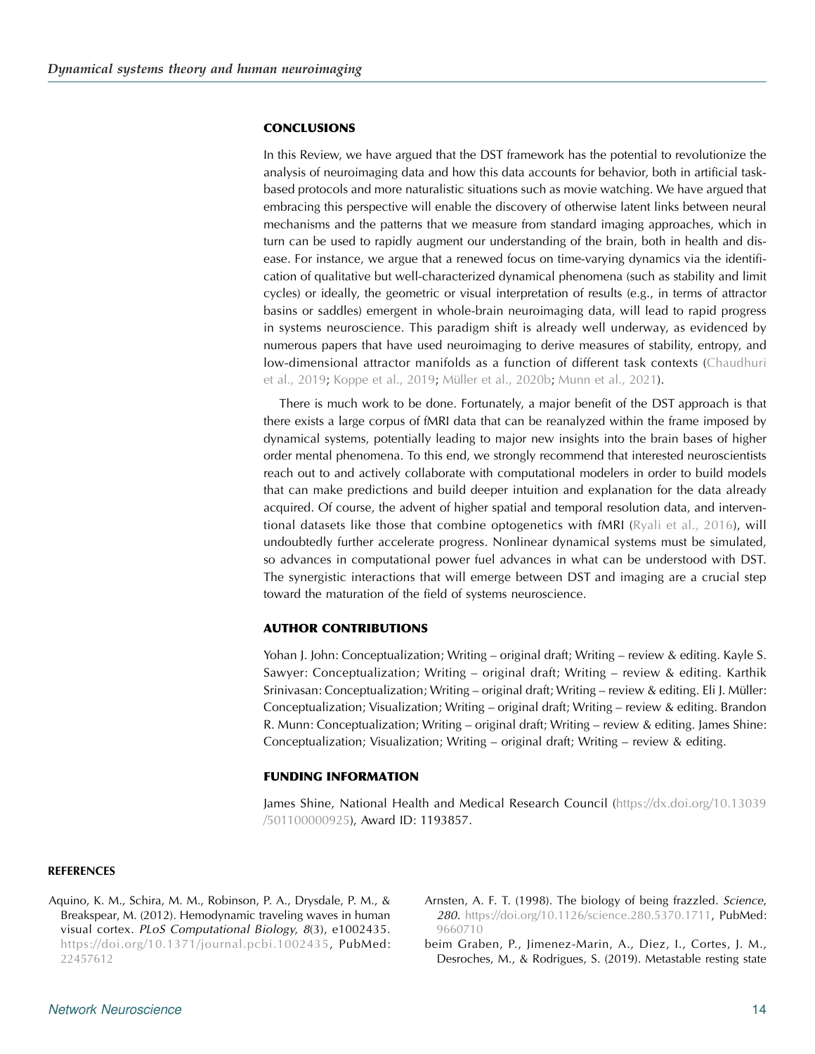## CONCLUSIONS

In this Review, we have argued that the DST framework has the potential to revolutionize the analysis of neuroimaging data and how this data accounts for behavior, both in artificial task-based protocols and more naturalistic situations such as movie watching. We have argued that embracing this perspective will enable the discovery of otherwise latent links between neural mechanisms and the patterns that we measure from standard imaging approaches, which in turn can be used to rapidly augment our understanding of the brain, both in health and disease. For instance, we argue that a renewed focus on time-varying dynamics via the identification of qualitative but well-characterized dynamical phenomena (such as stability and limit cycles) or ideally, the geometric or visual interpretation of results (e.g., in terms of attractor basins or saddles) emergent in whole-brain neuroimaging data, will lead to rapid progress in systems neuroscience. This paradigm shift is already well underway, as evidenced by numerous papers that have used neuroimaging to derive measures of stability, entropy, and low-dimensional attractor manifolds as a function of different task contexts (Chaudhuri et al., 2019; Koppe et al., 2019; Müller et al., 2020b; Munn et al., 2021).

There is much work to be done. Fortunately, a major benefit of the DST approach is that there exists a large corpus of fMRI data that can be reanalyzed within the frame imposed by dynamical systems, potentially leading to major new insights into the brain bases of higher order mental phenomena. To this end, we strongly recommend that interested neuroscientists reach out to and actively collaborate with computational modelers in order to build models that can make predictions and build deeper intuition and explanation for the data already acquired. Of course, the advent of higher spatial and temporal resolution data, and interventional datasets like those that combine optogenetics with fMRI (Ryali et al., 2016), will undoubtedly further accelerate progress. Nonlinear dynamical systems must be simulated, so advances in computational power fuel advances in what can be understood with DST. The synergistic interactions that will emerge between DST and imaging are a crucial step toward the maturation of the field of systems neuroscience.

## AUTHOR CONTRIBUTIONS

Yohan J. John: Conceptualization; Writing – original draft; Writing – review & editing. Kayle S. Sawyer: Conceptualization; Writing – original draft; Writing – review & editing. Karthik Srinivasan: Conceptualization; Writing – original draft; Writing – review & editing. Eli J. Müller: Conceptualization; Visualization; Writing – original draft; Writing – review & editing. Brandon R. Munn: Conceptualization; Writing – original draft; Writing – review & editing. James Shine: Conceptualization; Visualization; Writing – original draft; Writing – review & editing.

## FUNDING INFORMATION

James Shine, National Health and Medical Research Council (https://dx.doi.org/10.13039/501100000925), Award ID: 1193857.

## REFERENCES

Aquino, K. M., Schira, M. M., Robinson, P. A., Drysdale, P. M., & Breakspear, M. (2012). Hemodynamic traveling waves in human visual cortex. *PLoS Computational Biology*, *8*(3), e1002435. https://doi.org/10.1371/journal.pcbi.1002435, PubMed: 22457612

Arnsten, A. F. T. (1998). The biology of being frazzled. *Science*, *280*. https://doi.org/10.1126/science.280.5370.1711, PubMed: 9660710

beim Graben, P., Jimenez-Marin, A., Diez, I., Cortes, J. M., Desroches, M., & Rodrigues, S. (2019). Metastable resting state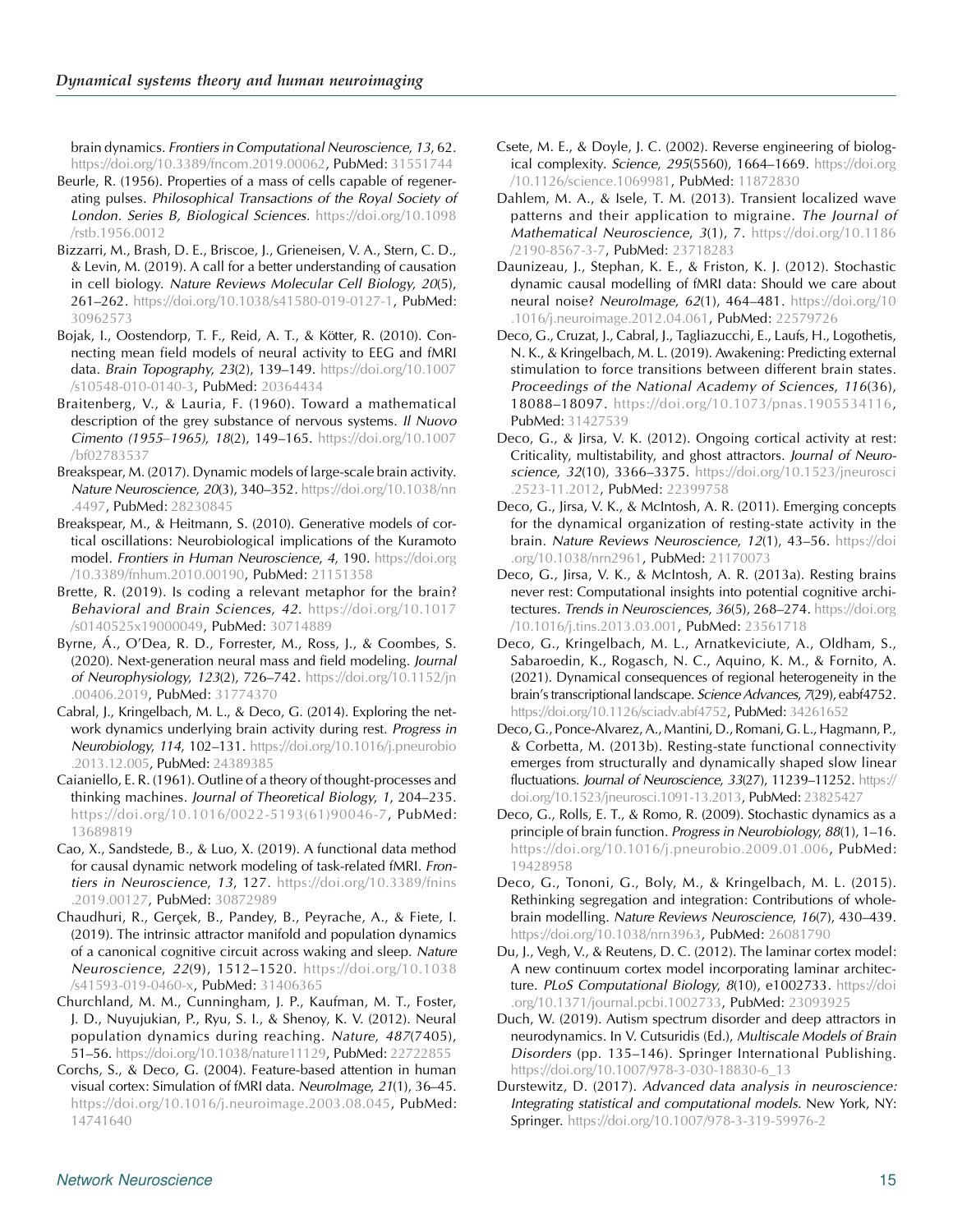brain dynamics. *Frontiers in Computational Neuroscience*, *13*, 62. https://doi.org/10.3389/fncom.2019.00062, PubMed: 31551744

Beurle, R. (1956). Properties of a mass of cells capable of regenerating pulses. *Philosophical Transactions of the Royal Society of London. Series B, Biological Sciences*. https://doi.org/10.1098/rstb.1956.0012

Bizzarri, M., Brash, D. E., Briscoe, J., Grieneisen, V. A., Stern, C. D., & Levin, M. (2019). A call for a better understanding of causation in cell biology. *Nature Reviews Molecular Cell Biology*, *20*(5), 261–262. https://doi.org/10.1038/s41580-019-0127-1, PubMed: 30962573

Bojak, I., Oostendorp, T. F., Reid, A. T., & Kötter, R. (2010). Connecting mean field models of neural activity to EEG and fMRI data. *Brain Topography*, *23*(2), 139–149. https://doi.org/10.1007/s10548-010-0140-3, PubMed: 20364434

Braitenberg, V., & Lauria, F. (1960). Toward a mathematical description of the grey substance of nervous systems. *Il Nuovo Cimento (1955–1965)*, *18*(2), 149–165. https://doi.org/10.1007/bf02783537

Breakspear, M. (2017). Dynamic models of large-scale brain activity. *Nature Neuroscience*, *20*(3), 340–352. https://doi.org/10.1038/nn.4497, PubMed: 28230845

Breakspear, M., & Heitmann, S. (2010). Generative models of cortical oscillations: Neurobiological implications of the Kuramoto model. *Frontiers in Human Neuroscience*, *4*, 190. https://doi.org/10.3389/fnhum.2010.00190, PubMed: 21151358

Brette, R. (2019). Is coding a relevant metaphor for the brain? *Behavioral and Brain Sciences*, *42*. https://doi.org/10.1017/s0140525x19000049, PubMed: 30714889

Byrne, Á., O'Dea, R. D., Forrester, M., Ross, J., & Coombes, S. (2020). Next-generation neural mass and field modeling. *Journal of Neurophysiology*, *123*(2), 726–742. https://doi.org/10.1152/jn.00406.2019, PubMed: 31774370

Cabral, J., Kringelbach, M. L., & Deco, G. (2014). Exploring the network dynamics underlying brain activity during rest. *Progress in Neurobiology*, *114*, 102–131. https://doi.org/10.1016/j.pneurobio.2013.12.005, PubMed: 24389385

Caianiello, E. R. (1961). Outline of a theory of thought-processes and thinking machines. *Journal of Theoretical Biology*, *1*, 204–235. https://doi.org/10.1016/0022-5193(61)90046-7, PubMed: 13689819

Cao, X., Sandstede, B., & Luo, X. (2019). A functional data method for causal dynamic network modeling of task-related fMRI. *Frontiers in Neuroscience*, *13*, 127. https://doi.org/10.3389/fnins.2019.00127, PubMed: 30872989

Chaudhuri, R., Gerçek, B., Pandey, B., Peyrache, A., & Fiete, I. (2019). The intrinsic attractor manifold and population dynamics of a canonical cognitive circuit across waking and sleep. *Nature Neuroscience*, *22*(9), 1512–1520. https://doi.org/10.1038/s41593-019-0460-x, PubMed: 31406365

Churchland, M. M., Cunningham, J. P., Kaufman, M. T., Foster, J. D., Nuyujukian, P., Ryu, S. I., & Shenoy, K. V. (2012). Neural population dynamics during reaching. *Nature*, *487*(7405), 51–56. https://doi.org/10.1038/nature11129, PubMed: 22722855

Corchs, S., & Deco, G. (2004). Feature-based attention in human visual cortex: Simulation of fMRI data. *NeuroImage*, *21*(1), 36–45. https://doi.org/10.1016/j.neuroimage.2003.08.045, PubMed: 14741640

Csete, M. E., & Doyle, J. C. (2002). Reverse engineering of biological complexity. *Science*, *295*(5560), 1664–1669. https://doi.org/10.1126/science.1069981, PubMed: 11872830

Dahlem, M. A., & Isele, T. M. (2013). Transient localized wave patterns and their application to migraine. *The Journal of Mathematical Neuroscience*, *3*(1), 7. https://doi.org/10.1186/2190-8567-3-7, PubMed: 23718283

Daunizeau, J., Stephan, K. E., & Friston, K. J. (2012). Stochastic dynamic causal modelling of fMRI data: Should we care about neural noise? *NeuroImage*, *62*(1), 464–481. https://doi.org/10.1016/j.neuroimage.2012.04.061, PubMed: 22579726

Deco, G., Cruzat, J., Cabral, J., Tagliazucchi, E., Laufs, H., Logothetis, N. K., & Kringelbach, M. L. (2019). Awakening: Predicting external stimulation to force transitions between different brain states. *Proceedings of the National Academy of Sciences*, *116*(36), 18088–18097. https://doi.org/10.1073/pnas.1905534116, PubMed: 31427539

Deco, G., & Jirsa, V. K. (2012). Ongoing cortical activity at rest: Criticality, multistability, and ghost attractors. *Journal of Neuroscience*, *32*(10), 3366–3375. https://doi.org/10.1523/jneurosci.2523-11.2012, PubMed: 22399758

Deco, G., Jirsa, V. K., & McIntosh, A. R. (2011). Emerging concepts for the dynamical organization of resting-state activity in the brain. *Nature Reviews Neuroscience*, *12*(1), 43–56. https://doi.org/10.1038/nrn2961, PubMed: 21170073

Deco, G., Jirsa, V. K., & McIntosh, A. R. (2013a). Resting brains never rest: Computational insights into potential cognitive architectures. *Trends in Neurosciences*, *36*(5), 268–274. https://doi.org/10.1016/j.tins.2013.03.001, PubMed: 23561718

Deco, G., Kringelbach, M. L., Arnatkeviciute, A., Oldham, S., Sabaroedin, K., Rogasch, N. C., Aquino, K. M., & Fornito, A. (2021). Dynamical consequences of regional heterogeneity in the brain's transcriptional landscape. *Science Advances*, *7*(29), eabf4752. https://doi.org/10.1126/sciadv.abf4752, PubMed: 34261652

Deco, G., Ponce-Alvarez, A., Mantini, D., Romani, G. L., Hagmann, P., & Corbetta, M. (2013b). Resting-state functional connectivity emerges from structurally and dynamically shaped slow linear fluctuations. *Journal of Neuroscience*, *33*(27), 11239–11252. https://doi.org/10.1523/jneurosci.1091-13.2013, PubMed: 23825427

Deco, G., Rolls, E. T., & Romo, R. (2009). Stochastic dynamics as a principle of brain function. *Progress in Neurobiology*, *88*(1), 1–16. https://doi.org/10.1016/j.pneurobio.2009.01.006, PubMed: 19428958

Deco, G., Tononi, G., Boly, M., & Kringelbach, M. L. (2015). Rethinking segregation and integration: Contributions of whole-brain modelling. *Nature Reviews Neuroscience*, *16*(7), 430–439. https://doi.org/10.1038/nrn3963, PubMed: 26081790

Du, J., Vegh, V., & Reutens, D. C. (2012). The laminar cortex model: A new continuum cortex model incorporating laminar architecture. *PLoS Computational Biology*, *8*(10), e1002733. https://doi.org/10.1371/journal.pcbi.1002733, PubMed: 23093925

Duch, W. (2019). Autism spectrum disorder and deep attractors in neurodynamics. In V. Cutsuridis (Ed.), *Multiscale Models of Brain Disorders* (pp. 135–146). Springer International Publishing. https://doi.org/10.1007/978-3-030-18830-6_13

Durstewitz, D. (2017). *Advanced data analysis in neuroscience: Integrating statistical and computational models*. New York, NY: Springer. https://doi.org/10.1007/978-3-319-59976-2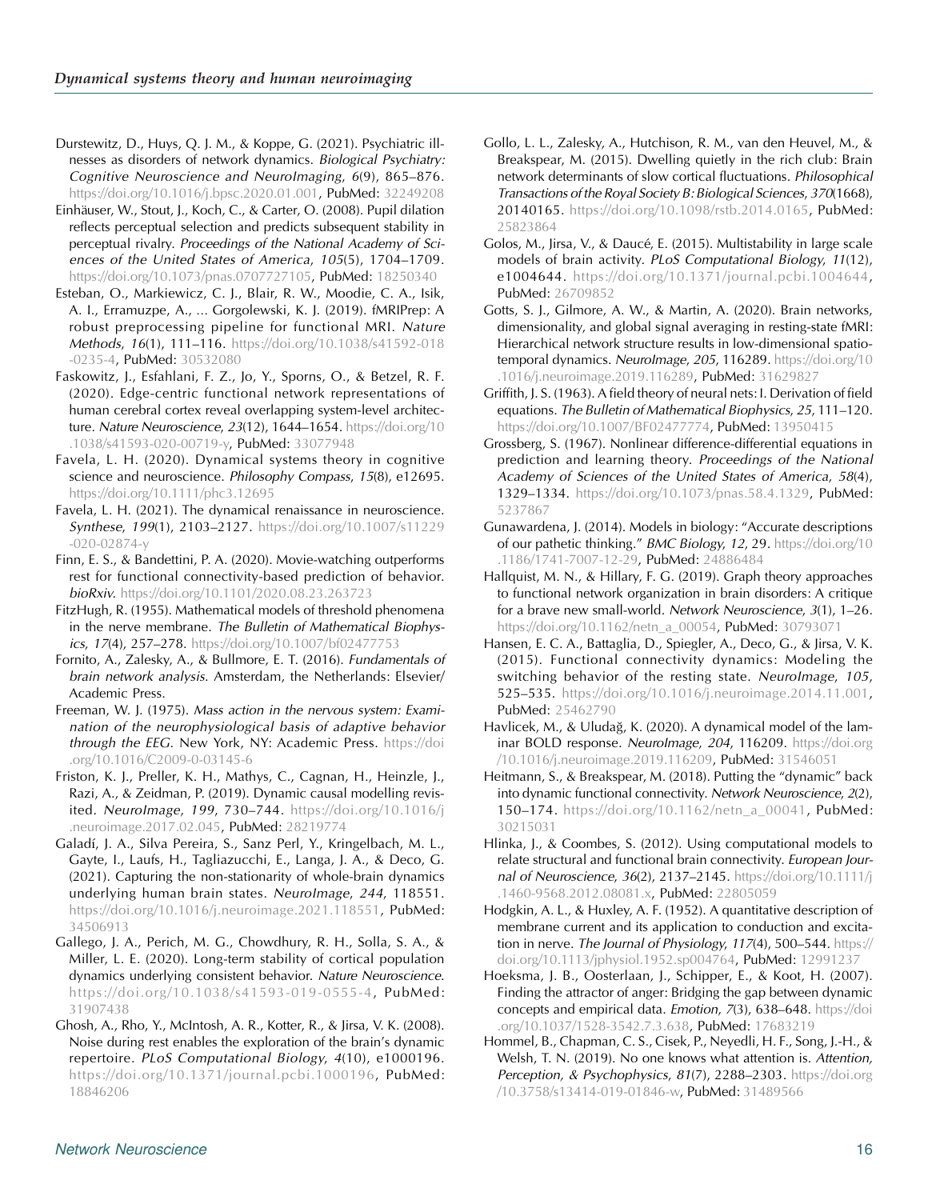Durstewitz, D., Huys, Q. J. M., & Koppe, G. (2021). Psychiatric illnesses as disorders of network dynamics. *Biological Psychiatry: Cognitive Neuroscience and NeuroImaging*, *6*(9), 865–876. https://doi.org/10.1016/j.bpsc.2020.01.001, PubMed: 32249208

Einhäuser, W., Stout, J., Koch, C., & Carter, O. (2008). Pupil dilation reflects perceptual selection and predicts subsequent stability in perceptual rivalry. *Proceedings of the National Academy of Sciences of the United States of America*, *105*(5), 1704–1709. https://doi.org/10.1073/pnas.0707727105, PubMed: 18250340

Esteban, O., Markiewicz, C. J., Blair, R. W., Moodie, C. A., Isik, A. I., Erramuzpe, A., ... Gorgolewski, K. J. (2019). fMRIPrep: A robust preprocessing pipeline for functional MRI. *Nature Methods*, *16*(1), 111–116. https://doi.org/10.1038/s41592-018-0235-4, PubMed: 30532080

Faskowitz, J., Esfahlani, F. Z., Jo, Y., Sporns, O., & Betzel, R. F. (2020). Edge-centric functional network representations of human cerebral cortex reveal overlapping system-level architecture. *Nature Neuroscience*, *23*(12), 1644–1654. https://doi.org/10.1038/s41593-020-00719-y, PubMed: 33077948

Favela, L. H. (2020). Dynamical systems theory in cognitive science and neuroscience. *Philosophy Compass*, *15*(8), e12695. https://doi.org/10.1111/phc3.12695

Favela, L. H. (2021). The dynamical renaissance in neuroscience. *Synthese*, *199*(1), 2103–2127. https://doi.org/10.1007/s11229-020-02874-y

Finn, E. S., & Bandettini, P. A. (2020). Movie-watching outperforms rest for functional connectivity-based prediction of behavior. *bioRxiv*. https://doi.org/10.1101/2020.08.23.263723

FitzHugh, R. (1955). Mathematical models of threshold phenomena in the nerve membrane. *The Bulletin of Mathematical Biophysics*, *17*(4), 257–278. https://doi.org/10.1007/bf02477753

Fornito, A., Zalesky, A., & Bullmore, E. T. (2016). *Fundamentals of brain network analysis*. Amsterdam, the Netherlands: Elsevier/Academic Press.

Freeman, W. J. (1975). *Mass action in the nervous system: Examination of the neurophysiological basis of adaptive behavior through the EEG*. New York, NY: Academic Press. https://doi.org/10.1016/C2009-0-03145-6

Friston, K. J., Preller, K. H., Mathys, C., Cagnan, H., Heinzle, J., Razi, A., & Zeidman, P. (2019). Dynamic causal modelling revisited. *NeuroImage*, *199*, 730–744. https://doi.org/10.1016/j.neuroimage.2017.02.045, PubMed: 28219774

Galadí, J. A., Silva Pereira, S., Sanz Perl, Y., Kringelbach, M. L., Gayte, I., Laufs, H., Tagliazucchi, E., Langa, J. A., & Deco, G. (2021). Capturing the non-stationarity of whole-brain dynamics underlying human brain states. *NeuroImage*, *244*, 118551. https://doi.org/10.1016/j.neuroimage.2021.118551, PubMed: 34506913

Gallego, J. A., Perich, M. G., Chowdhury, R. H., Solla, S. A., & Miller, L. E. (2020). Long-term stability of cortical population dynamics underlying consistent behavior. *Nature Neuroscience*. https://doi.org/10.1038/s41593-019-0555-4, PubMed: 31907438

Ghosh, A., Rho, Y., McIntosh, A. R., Kotter, R., & Jirsa, V. K. (2008). Noise during rest enables the exploration of the brain's dynamic repertoire. *PLoS Computational Biology*, *4*(10), e1000196. https://doi.org/10.1371/journal.pcbi.1000196, PubMed: 18846206

Gollo, L. L., Zalesky, A., Hutchison, R. M., van den Heuvel, M., & Breakspear, M. (2015). Dwelling quietly in the rich club: Brain network determinants of slow cortical fluctuations. *Philosophical Transactions of the Royal Society B: Biological Sciences*, *370*(1668), 20140165. https://doi.org/10.1098/rstb.2014.0165, PubMed: 25823864

Golos, M., Jirsa, V., & Daucé, E. (2015). Multistability in large scale models of brain activity. *PLoS Computational Biology*, *11*(12), e1004644. https://doi.org/10.1371/journal.pcbi.1004644, PubMed: 26709852

Gotts, S. J., Gilmore, A. W., & Martin, A. (2020). Brain networks, dimensionality, and global signal averaging in resting-state fMRI: Hierarchical network structure results in low-dimensional spatiotemporal dynamics. *NeuroImage*, *205*, 116289. https://doi.org/10.1016/j.neuroimage.2019.116289, PubMed: 31629827

Griffith, J. S. (1963). A field theory of neural nets: I. Derivation of field equations. *The Bulletin of Mathematical Biophysics*, *25*, 111–120. https://doi.org/10.1007/BF02477774, PubMed: 13950415

Grossberg, S. (1967). Nonlinear difference-differential equations in prediction and learning theory. *Proceedings of the National Academy of Sciences of the United States of America*, *58*(4), 1329–1334. https://doi.org/10.1073/pnas.58.4.1329, PubMed: 5237867

Gunawardena, J. (2014). Models in biology: "Accurate descriptions of our pathetic thinking." *BMC Biology*, *12*, 29. https://doi.org/10.1186/1741-7007-12-29, PubMed: 24886484

Hallquist, M. N., & Hillary, F. G. (2019). Graph theory approaches to functional network organization in brain disorders: A critique for a brave new small-world. *Network Neuroscience*, *3*(1), 1–26. https://doi.org/10.1162/netn_a_00054, PubMed: 30793071

Hansen, E. C. A., Battaglia, D., Spiegler, A., Deco, G., & Jirsa, V. K. (2015). Functional connectivity dynamics: Modeling the switching behavior of the resting state. *NeuroImage*, *105*, 525–535. https://doi.org/10.1016/j.neuroimage.2014.11.001, PubMed: 25462790

Havlicek, M., & Uludağ, K. (2020). A dynamical model of the laminar BOLD response. *NeuroImage*, *204*, 116209. https://doi.org/10.1016/j.neuroimage.2019.116209, PubMed: 31546051

Heitmann, S., & Breakspear, M. (2018). Putting the "dynamic" back into dynamic functional connectivity. *Network Neuroscience*, *2*(2), 150–174. https://doi.org/10.1162/netn_a_00041, PubMed: 30215031

Hlinka, J., & Coombes, S. (2012). Using computational models to relate structural and functional brain connectivity. *European Journal of Neuroscience*, *36*(2), 2137–2145. https://doi.org/10.1111/j.1460-9568.2012.08081.x, PubMed: 22805059

Hodgkin, A. L., & Huxley, A. F. (1952). A quantitative description of membrane current and its application to conduction and excitation in nerve. *The Journal of Physiology*, *117*(4), 500–544. https://doi.org/10.1113/jphysiol.1952.sp004764, PubMed: 12991237

Hoeksma, J. B., Oosterlaan, J., Schipper, E., & Koot, H. (2007). Finding the attractor of anger: Bridging the gap between dynamic concepts and empirical data. *Emotion*, *7*(3), 638–648. https://doi.org/10.1037/1528-3542.7.3.638, PubMed: 17683219

Hommel, B., Chapman, C. S., Cisek, P., Neyedli, H. F., Song, J.-H., & Welsh, T. N. (2019). No one knows what attention is. *Attention, Perception, & Psychophysics*, *81*(7), 2288–2303. https://doi.org/10.3758/s13414-019-01846-w, PubMed: 31489566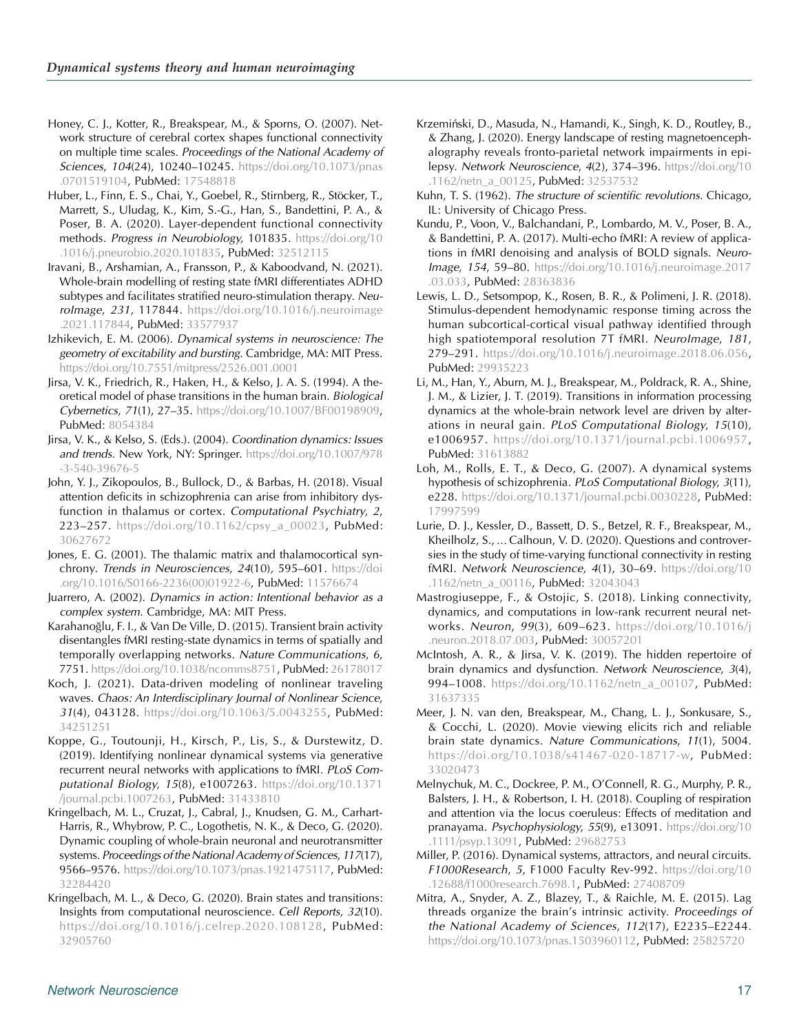Honey, C. J., Kotter, R., Breakspear, M., & Sporns, O. (2007). Network structure of cerebral cortex shapes functional connectivity on multiple time scales. *Proceedings of the National Academy of Sciences*, *104*(24), 10240–10245. https://doi.org/10.1073/pnas.0701519104, PubMed: 17548818

Huber, L., Finn, E. S., Chai, Y., Goebel, R., Stirnberg, R., Stöcker, T., Marrett, S., Uludag, K., Kim, S.-G., Han, S., Bandettini, P. A., & Poser, B. A. (2020). Layer-dependent functional connectivity methods. *Progress in Neurobiology*, 101835. https://doi.org/10.1016/j.pneurobio.2020.101835, PubMed: 32512115

Iravani, B., Arshamian, A., Fransson, P., & Kaboodvand, N. (2021). Whole-brain modelling of resting state fMRI differentiates ADHD subtypes and facilitates stratified neuro-stimulation therapy. *NeuroImage*, *231*, 117844. https://doi.org/10.1016/j.neuroimage.2021.117844, PubMed: 33577937

Izhikevich, E. M. (2006). *Dynamical systems in neuroscience: The geometry of excitability and bursting*. Cambridge, MA: MIT Press. https://doi.org/10.7551/mitpress/2526.001.0001

Jirsa, V. K., Friedrich, R., Haken, H., & Kelso, J. A. S. (1994). A theoretical model of phase transitions in the human brain. *Biological Cybernetics*, *71*(1), 27–35. https://doi.org/10.1007/BF00198909, PubMed: 8054384

Jirsa, V. K., & Kelso, S. (Eds.). (2004). *Coordination dynamics: Issues and trends*. New York, NY: Springer. https://doi.org/10.1007/978-3-540-39676-5

John, Y. J., Zikopoulos, B., Bullock, D., & Barbas, H. (2018). Visual attention deficits in schizophrenia can arise from inhibitory dysfunction in thalamus or cortex. *Computational Psychiatry*, *2*, 223–257. https://doi.org/10.1162/cpsy_a_00023, PubMed: 30627672

Jones, E. G. (2001). The thalamic matrix and thalamocortical synchrony. *Trends in Neurosciences*, *24*(10), 595–601. https://doi.org/10.1016/S0166-2236(00)01922-6, PubMed: 11576674

Juarrero, A. (2002). *Dynamics in action: Intentional behavior as a complex system*. Cambridge, MA: MIT Press.

Karahanoğlu, F. I., & Van De Ville, D. (2015). Transient brain activity disentangles fMRI resting-state dynamics in terms of spatially and temporally overlapping networks. *Nature Communications*, *6*, 7751. https://doi.org/10.1038/ncomms8751, PubMed: 26178017

Koch, J. (2021). Data-driven modeling of nonlinear traveling waves. *Chaos: An Interdisciplinary Journal of Nonlinear Science*, *31*(4), 043128. https://doi.org/10.1063/5.0043255, PubMed: 34251251

Koppe, G., Toutounji, H., Kirsch, P., Lis, S., & Durstewitz, D. (2019). Identifying nonlinear dynamical systems via generative recurrent neural networks with applications to fMRI. *PLoS Computational Biology*, *15*(8), e1007263. https://doi.org/10.1371/journal.pcbi.1007263, PubMed: 31433810

Kringelbach, M. L., Cruzat, J., Cabral, J., Knudsen, G. M., Carhart-Harris, R., Whybrow, P. C., Logothetis, N. K., & Deco, G. (2020). Dynamic coupling of whole-brain neuronal and neurotransmitter systems. *Proceedings of the National Academy of Sciences*, *117*(17), 9566–9576. https://doi.org/10.1073/pnas.1921475117, PubMed: 32284420

Kringelbach, M. L., & Deco, G. (2020). Brain states and transitions: Insights from computational neuroscience. *Cell Reports*, *32*(10). https://doi.org/10.1016/j.celrep.2020.108128, PubMed: 32905760

Krzemiński, D., Masuda, N., Hamandi, K., Singh, K. D., Routley, B., & Zhang, J. (2020). Energy landscape of resting magnetoencephalography reveals fronto-parietal network impairments in epilepsy. *Network Neuroscience*, *4*(2), 374–396. https://doi.org/10.1162/netn_a_00125, PubMed: 32537532

Kuhn, T. S. (1962). *The structure of scientific revolutions*. Chicago, IL: University of Chicago Press.

Kundu, P., Voon, V., Balchandani, P., Lombardo, M. V., Poser, B. A., & Bandettini, P. A. (2017). Multi-echo fMRI: A review of applications in fMRI denoising and analysis of BOLD signals. *NeuroImage*, *154*, 59–80. https://doi.org/10.1016/j.neuroimage.2017.03.033, PubMed: 28363836

Lewis, L. D., Setsompop, K., Rosen, B. R., & Polimeni, J. R. (2018). Stimulus-dependent hemodynamic response timing across the human subcortical-cortical visual pathway identified through high spatiotemporal resolution 7T fMRI. *NeuroImage*, *181*, 279–291. https://doi.org/10.1016/j.neuroimage.2018.06.056, PubMed: 29935223

Li, M., Han, Y., Aburn, M. J., Breakspear, M., Poldrack, R. A., Shine, J. M., & Lizier, J. T. (2019). Transitions in information processing dynamics at the whole-brain network level are driven by alterations in neural gain. *PLoS Computational Biology*, *15*(10), e1006957. https://doi.org/10.1371/journal.pcbi.1006957, PubMed: 31613882

Loh, M., Rolls, E. T., & Deco, G. (2007). A dynamical systems hypothesis of schizophrenia. *PLoS Computational Biology*, *3*(11), e228. https://doi.org/10.1371/journal.pcbi.0030228, PubMed: 17997599

Lurie, D. J., Kessler, D., Bassett, D. S., Betzel, R. F., Breakspear, M., Kheilholz, S., ... Calhoun, V. D. (2020). Questions and controversies in the study of time-varying functional connectivity in resting fMRI. *Network Neuroscience*, *4*(1), 30–69. https://doi.org/10.1162/netn_a_00116, PubMed: 32043043

Mastrogiuseppe, F., & Ostojic, S. (2018). Linking connectivity, dynamics, and computations in low-rank recurrent neural networks. *Neuron*, *99*(3), 609–623. https://doi.org/10.1016/j.neuron.2018.07.003, PubMed: 30057201

McIntosh, A. R., & Jirsa, V. K. (2019). The hidden repertoire of brain dynamics and dysfunction. *Network Neuroscience*, *3*(4), 994–1008. https://doi.org/10.1162/netn_a_00107, PubMed: 31637335

Meer, J. N. van den, Breakspear, M., Chang, L. J., Sonkusare, S., & Cocchi, L. (2020). Movie viewing elicits rich and reliable brain state dynamics. *Nature Communications*, *11*(1), 5004. https://doi.org/10.1038/s41467-020-18717-w, PubMed: 33020473

Melnychuk, M. C., Dockree, P. M., O'Connell, R. G., Murphy, P. R., Balsters, J. H., & Robertson, I. H. (2018). Coupling of respiration and attention via the locus coeruleus: Effects of meditation and pranayama. *Psychophysiology*, *55*(9), e13091. https://doi.org/10.1111/psyp.13091, PubMed: 29682753

Miller, P. (2016). Dynamical systems, attractors, and neural circuits. *F1000Research*, *5*, F1000 Faculty Rev-992. https://doi.org/10.12688/f1000research.7698.1, PubMed: 27408709

Mitra, A., Snyder, A. Z., Blazey, T., & Raichle, M. E. (2015). Lag threads organize the brain's intrinsic activity. *Proceedings of the National Academy of Sciences*, *112*(17), E2235–E2244. https://doi.org/10.1073/pnas.1503960112, PubMed: 25825720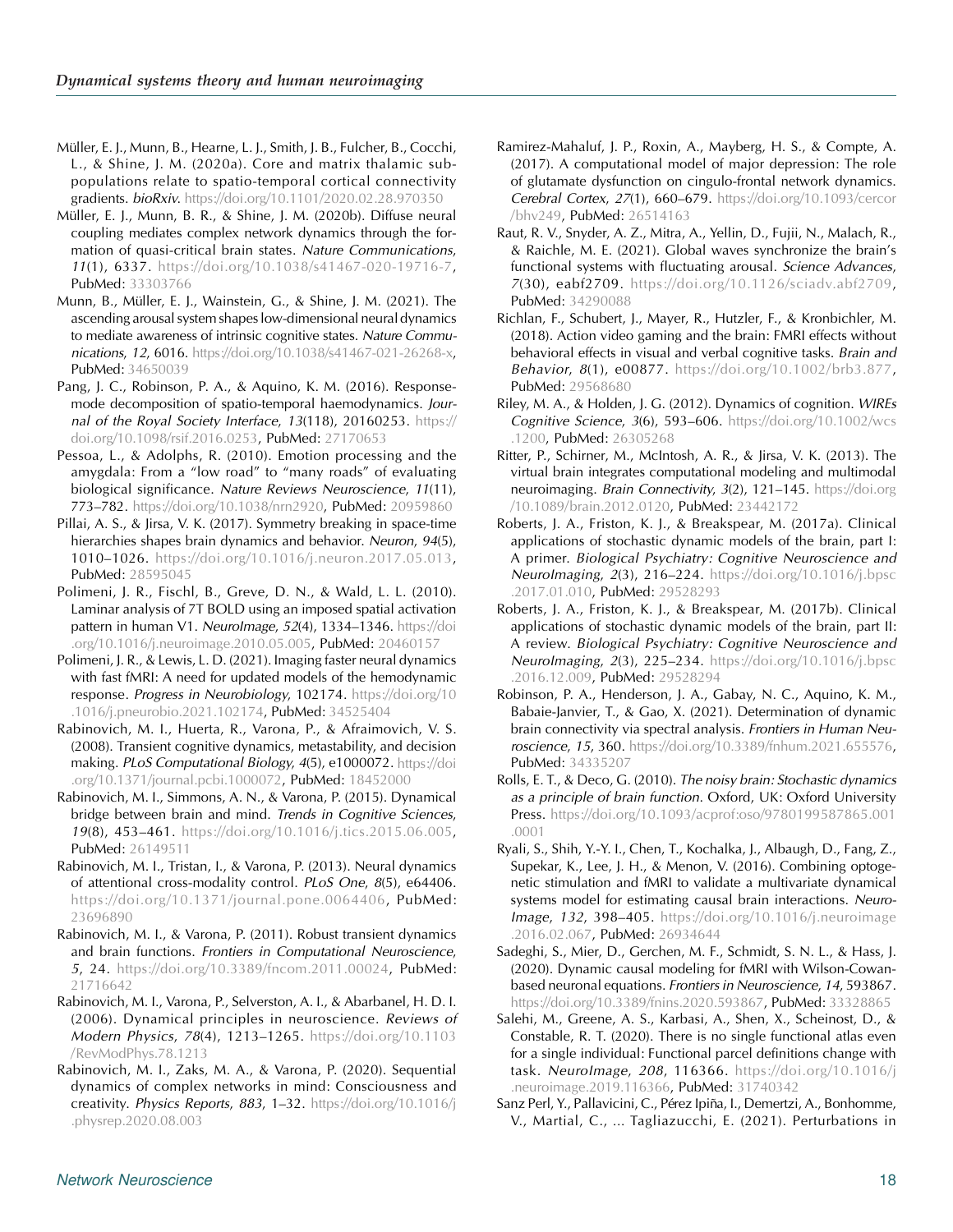Müller, E. J., Munn, B., Hearne, L. J., Smith, J. B., Fulcher, B., Cocchi, L., & Shine, J. M. (2020a). Core and matrix thalamic sub-populations relate to spatio-temporal cortical connectivity gradients. *bioRxiv*. https://doi.org/10.1101/2020.02.28.970350

Müller, E. J., Munn, B. R., & Shine, J. M. (2020b). Diffuse neural coupling mediates complex network dynamics through the formation of quasi-critical brain states. *Nature Communications*, *11*(1), 6337. https://doi.org/10.1038/s41467-020-19716-7, PubMed: 33303766

Munn, B., Müller, E. J., Wainstein, G., & Shine, J. M. (2021). The ascending arousal system shapes low-dimensional neural dynamics to mediate awareness of intrinsic cognitive states. *Nature Communications*, *12*, 6016. https://doi.org/10.1038/s41467-021-26268-x, PubMed: 34650039

Pang, J. C., Robinson, P. A., & Aquino, K. M. (2016). Response-mode decomposition of spatio-temporal haemodynamics. *Journal of the Royal Society Interface*, *13*(118), 20160253. https://doi.org/10.1098/rsif.2016.0253, PubMed: 27170653

Pessoa, L., & Adolphs, R. (2010). Emotion processing and the amygdala: From a "low road" to "many roads" of evaluating biological significance. *Nature Reviews Neuroscience*, *11*(11), 773–782. https://doi.org/10.1038/nrn2920, PubMed: 20959860

Pillai, A. S., & Jirsa, V. K. (2017). Symmetry breaking in space-time hierarchies shapes brain dynamics and behavior. *Neuron*, *94*(5), 1010–1026. https://doi.org/10.1016/j.neuron.2017.05.013, PubMed: 28595045

Polimeni, J. R., Fischl, B., Greve, D. N., & Wald, L. L. (2010). Laminar analysis of 7T BOLD using an imposed spatial activation pattern in human V1. *NeuroImage*, *52*(4), 1334–1346. https://doi.org/10.1016/j.neuroimage.2010.05.005, PubMed: 20460157

Polimeni, J. R., & Lewis, L. D. (2021). Imaging faster neural dynamics with fast fMRI: A need for updated models of the hemodynamic response. *Progress in Neurobiology*, 102174. https://doi.org/10.1016/j.pneurobio.2021.102174, PubMed: 34525404

Rabinovich, M. I., Huerta, R., Varona, P., & Afraimovich, V. S. (2008). Transient cognitive dynamics, metastability, and decision making. *PLoS Computational Biology*, *4*(5), e1000072. https://doi.org/10.1371/journal.pcbi.1000072, PubMed: 18452000

Rabinovich, M. I., Simmons, A. N., & Varona, P. (2015). Dynamical bridge between brain and mind. *Trends in Cognitive Sciences*, *19*(8), 453–461. https://doi.org/10.1016/j.tics.2015.06.005, PubMed: 26149511

Rabinovich, M. I., Tristan, I., & Varona, P. (2013). Neural dynamics of attentional cross-modality control. *PLoS One*, *8*(5), e64406. https://doi.org/10.1371/journal.pone.0064406, PubMed: 23696890

Rabinovich, M. I., & Varona, P. (2011). Robust transient dynamics and brain functions. *Frontiers in Computational Neuroscience*, *5*, 24. https://doi.org/10.3389/fncom.2011.00024, PubMed: 21716642

Rabinovich, M. I., Varona, P., Selverston, A. I., & Abarbanel, H. D. I. (2006). Dynamical principles in neuroscience. *Reviews of Modern Physics*, *78*(4), 1213–1265. https://doi.org/10.1103/RevModPhys.78.1213

Rabinovich, M. I., Zaks, M. A., & Varona, P. (2020). Sequential dynamics of complex networks in mind: Consciousness and creativity. *Physics Reports*, *883*, 1–32. https://doi.org/10.1016/j.physrep.2020.08.003

Ramirez-Mahaluf, J. P., Roxin, A., Mayberg, H. S., & Compte, A. (2017). A computational model of major depression: The role of glutamate dysfunction on cingulo-frontal network dynamics. *Cerebral Cortex*, *27*(1), 660–679. https://doi.org/10.1093/cercor/bhv249, PubMed: 26514163

Raut, R. V., Snyder, A. Z., Mitra, A., Yellin, D., Fujii, N., Malach, R., & Raichle, M. E. (2021). Global waves synchronize the brain's functional systems with fluctuating arousal. *Science Advances*, *7*(30), eabf2709. https://doi.org/10.1126/sciadv.abf2709, PubMed: 34290088

Richlan, F., Schubert, J., Mayer, R., Hutzler, F., & Kronbichler, M. (2018). Action video gaming and the brain: FMRI effects without behavioral effects in visual and verbal cognitive tasks. *Brain and Behavior*, *8*(1), e00877. https://doi.org/10.1002/brb3.877, PubMed: 29568680

Riley, M. A., & Holden, J. G. (2012). Dynamics of cognition. *WIREs Cognitive Science*, *3*(6), 593–606. https://doi.org/10.1002/wcs.1200, PubMed: 26305268

Ritter, P., Schirner, M., McIntosh, A. R., & Jirsa, V. K. (2013). The virtual brain integrates computational modeling and multimodal neuroimaging. *Brain Connectivity*, *3*(2), 121–145. https://doi.org/10.1089/brain.2012.0120, PubMed: 23442172

Roberts, J. A., Friston, K. J., & Breakspear, M. (2017a). Clinical applications of stochastic dynamic models of the brain, part I: A primer. *Biological Psychiatry: Cognitive Neuroscience and NeuroImaging*, *2*(3), 216–224. https://doi.org/10.1016/j.bpsc.2017.01.010, PubMed: 29528293

Roberts, J. A., Friston, K. J., & Breakspear, M. (2017b). Clinical applications of stochastic dynamic models of the brain, part II: A review. *Biological Psychiatry: Cognitive Neuroscience and NeuroImaging*, *2*(3), 225–234. https://doi.org/10.1016/j.bpsc.2016.12.009, PubMed: 29528294

Robinson, P. A., Henderson, J. A., Gabay, N. C., Aquino, K. M., Babaie-Janvier, T., & Gao, X. (2021). Determination of dynamic brain connectivity via spectral analysis. *Frontiers in Human Neuroscience*, *15*, 360. https://doi.org/10.3389/fnhum.2021.655576, PubMed: 34335207

Rolls, E. T., & Deco, G. (2010). *The noisy brain: Stochastic dynamics as a principle of brain function*. Oxford, UK: Oxford University Press. https://doi.org/10.1093/acprof:oso/9780199587865.001.0001

Ryali, S., Shih, Y.-Y. I., Chen, T., Kochalka, J., Albaugh, D., Fang, Z., Supekar, K., Lee, J. H., & Menon, V. (2016). Combining optogenetic stimulation and fMRI to validate a multivariate dynamical systems model for estimating causal brain interactions. *NeuroImage*, *132*, 398–405. https://doi.org/10.1016/j.neuroimage.2016.02.067, PubMed: 26934644

Sadeghi, S., Mier, D., Gerchen, M. F., Schmidt, S. N. L., & Hass, J. (2020). Dynamic causal modeling for fMRI with Wilson-Cowan-based neuronal equations. *Frontiers in Neuroscience*, *14*, 593867. https://doi.org/10.3389/fnins.2020.593867, PubMed: 33328865

Salehi, M., Greene, A. S., Karbasi, A., Shen, X., Scheinost, D., & Constable, R. T. (2020). There is no single functional atlas even for a single individual: Functional parcel definitions change with task. *NeuroImage*, *208*, 116366. https://doi.org/10.1016/j.neuroimage.2019.116366, PubMed: 31740342

Sanz Perl, Y., Pallavicini, C., Pérez Ipiña, I., Demertzi, A., Bonhomme, V., Martial, C., ... Tagliazucchi, E. (2021). Perturbations in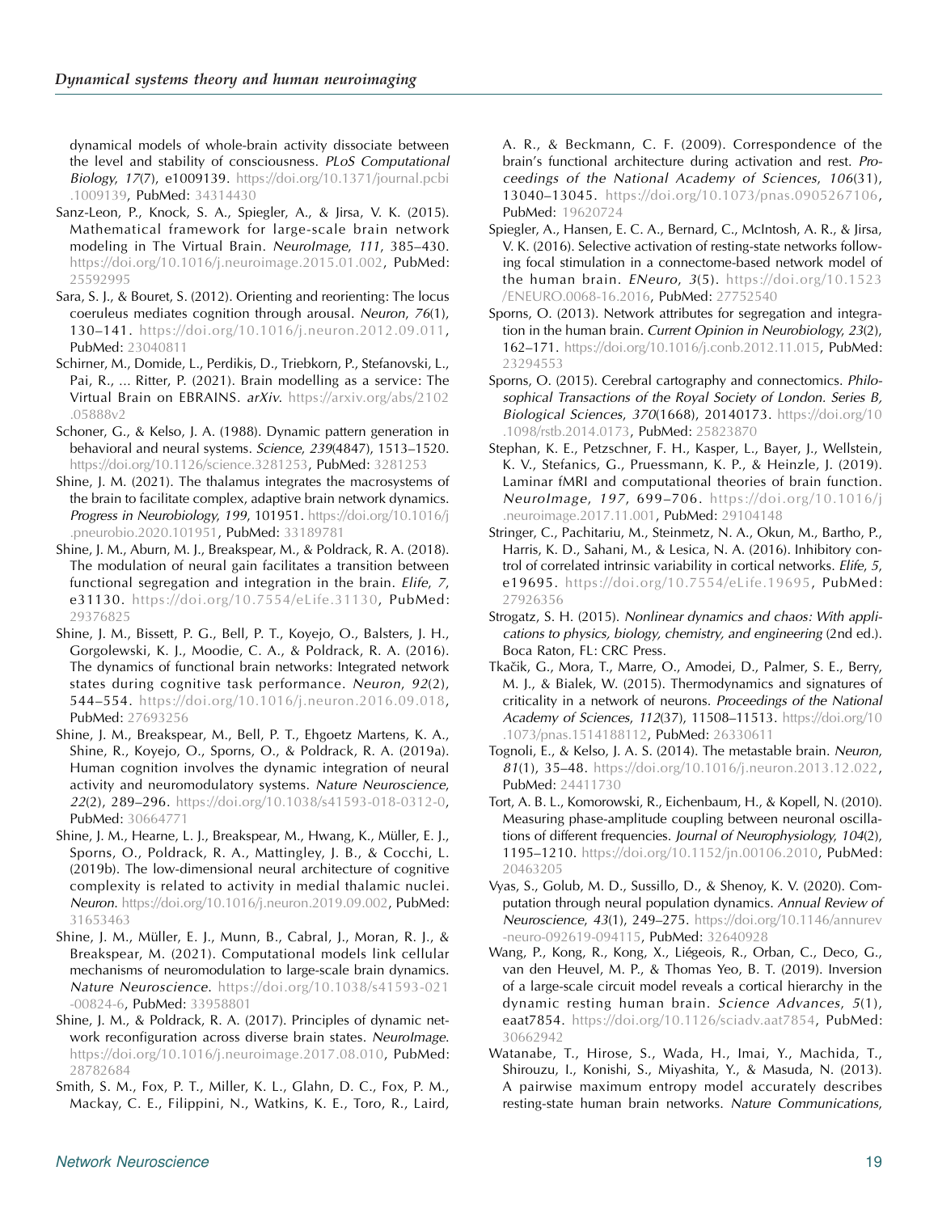dynamical models of whole-brain activity dissociate between the level and stability of consciousness. *PLoS Computational Biology*, *17*(7), e1009139. https://doi.org/10.1371/journal.pcbi.1009139, PubMed: 34314430

Sanz-Leon, P., Knock, S. A., Spiegler, A., & Jirsa, V. K. (2015). Mathematical framework for large-scale brain network modeling in The Virtual Brain. *NeuroImage*, *111*, 385–430. https://doi.org/10.1016/j.neuroimage.2015.01.002, PubMed: 25592995

Sara, S. J., & Bouret, S. (2012). Orienting and reorienting: The locus coeruleus mediates cognition through arousal. *Neuron*, *76*(1), 130–141. https://doi.org/10.1016/j.neuron.2012.09.011, PubMed: 23040811

Schirner, M., Domide, L., Perdikis, D., Triebkorn, P., Stefanovski, L., Pai, R., … Ritter, P. (2021). Brain modelling as a service: The Virtual Brain on EBRAINS. *arXiv*. https://arxiv.org/abs/2102.05888v2

Schoner, G., & Kelso, J. A. (1988). Dynamic pattern generation in behavioral and neural systems. *Science*, *239*(4847), 1513–1520. https://doi.org/10.1126/science.3281253, PubMed: 3281253

Shine, J. M. (2021). The thalamus integrates the macrosystems of the brain to facilitate complex, adaptive brain network dynamics. *Progress in Neurobiology*, *199*, 101951. https://doi.org/10.1016/j.pneurobio.2020.101951, PubMed: 33189781

Shine, J. M., Aburn, M. J., Breakspear, M., & Poldrack, R. A. (2018). The modulation of neural gain facilitates a transition between functional segregation and integration in the brain. *Elife*, *7*, e31130. https://doi.org/10.7554/eLife.31130, PubMed: 29376825

Shine, J. M., Bissett, P. G., Bell, P. T., Koyejo, O., Balsters, J. H., Gorgolewski, K. J., Moodie, C. A., & Poldrack, R. A. (2016). The dynamics of functional brain networks: Integrated network states during cognitive task performance. *Neuron*, *92*(2), 544–554. https://doi.org/10.1016/j.neuron.2016.09.018, PubMed: 27693256

Shine, J. M., Breakspear, M., Bell, P. T., Ehgoetz Martens, K. A., Shine, R., Koyejo, O., Sporns, O., & Poldrack, R. A. (2019a). Human cognition involves the dynamic integration of neural activity and neuromodulatory systems. *Nature Neuroscience*, *22*(2), 289–296. https://doi.org/10.1038/s41593-018-0312-0, PubMed: 30664771

Shine, J. M., Hearne, L. J., Breakspear, M., Hwang, K., Müller, E. J., Sporns, O., Poldrack, R. A., Mattingley, J. B., & Cocchi, L. (2019b). The low-dimensional neural architecture of cognitive complexity is related to activity in medial thalamic nuclei. *Neuron*. https://doi.org/10.1016/j.neuron.2019.09.002, PubMed: 31653463

Shine, J. M., Müller, E. J., Munn, B., Cabral, J., Moran, R. J., & Breakspear, M. (2021). Computational models link cellular mechanisms of neuromodulation to large-scale brain dynamics. *Nature Neuroscience*. https://doi.org/10.1038/s41593-021-00824-6, PubMed: 33958801

Shine, J. M., & Poldrack, R. A. (2017). Principles of dynamic network reconfiguration across diverse brain states. *NeuroImage*. https://doi.org/10.1016/j.neuroimage.2017.08.010, PubMed: 28782684

Smith, S. M., Fox, P. T., Miller, K. L., Glahn, D. C., Fox, P. M., Mackay, C. E., Filippini, N., Watkins, K. E., Toro, R., Laird, A. R., & Beckmann, C. F. (2009). Correspondence of the brain's functional architecture during activation and rest. *Proceedings of the National Academy of Sciences*, *106*(31), 13040–13045. https://doi.org/10.1073/pnas.0905267106, PubMed: 19620724

Spiegler, A., Hansen, E. C. A., Bernard, C., McIntosh, A. R., & Jirsa, V. K. (2016). Selective activation of resting-state networks following focal stimulation in a connectome-based network model of the human brain. *ENeuro*, *3*(5). https://doi.org/10.1523/ENEURO.0068-16.2016, PubMed: 27752540

Sporns, O. (2013). Network attributes for segregation and integration in the human brain. *Current Opinion in Neurobiology*, *23*(2), 162–171. https://doi.org/10.1016/j.conb.2012.11.015, PubMed: 23294553

Sporns, O. (2015). Cerebral cartography and connectomics. *Philosophical Transactions of the Royal Society of London. Series B, Biological Sciences*, *370*(1668), 20140173. https://doi.org/10.1098/rstb.2014.0173, PubMed: 25823870

Stephan, K. E., Petzschner, F. H., Kasper, L., Bayer, J., Wellstein, K. V., Stefanics, G., Pruessmann, K. P., & Heinzle, J. (2019). Laminar fMRI and computational theories of brain function. *NeuroImage*, *197*, 699–706. https://doi.org/10.1016/j.neuroimage.2017.11.001, PubMed: 29104148

Stringer, C., Pachitariu, M., Steinmetz, N. A., Okun, M., Bartho, P., Harris, K. D., Sahani, M., & Lesica, N. A. (2016). Inhibitory control of correlated intrinsic variability in cortical networks. *Elife*, *5*, e19695. https://doi.org/10.7554/eLife.19695, PubMed: 27926356

Strogatz, S. H. (2015). *Nonlinear dynamics and chaos: With applications to physics, biology, chemistry, and engineering* (2nd ed.). Boca Raton, FL: CRC Press.

Tkačik, G., Mora, T., Marre, O., Amodei, D., Palmer, S. E., Berry, M. J., & Bialek, W. (2015). Thermodynamics and signatures of criticality in a network of neurons. *Proceedings of the National Academy of Sciences*, *112*(37), 11508–11513. https://doi.org/10.1073/pnas.1514188112, PubMed: 26330611

Tognoli, E., & Kelso, J. A. S. (2014). The metastable brain. *Neuron*, *81*(1), 35–48. https://doi.org/10.1016/j.neuron.2013.12.022, PubMed: 24411730

Tort, A. B. L., Komorowski, R., Eichenbaum, H., & Kopell, N. (2010). Measuring phase-amplitude coupling between neuronal oscillations of different frequencies. *Journal of Neurophysiology*, *104*(2), 1195–1210. https://doi.org/10.1152/jn.00106.2010, PubMed: 20463205

Vyas, S., Golub, M. D., Sussillo, D., & Shenoy, K. V. (2020). Computation through neural population dynamics. *Annual Review of Neuroscience*, *43*(1), 249–275. https://doi.org/10.1146/annurev-neuro-092619-094115, PubMed: 32640928

Wang, P., Kong, R., Kong, X., Liégeois, R., Orban, C., Deco, G., van den Heuvel, M. P., & Thomas Yeo, B. T. (2019). Inversion of a large-scale circuit model reveals a cortical hierarchy in the dynamic resting human brain. *Science Advances*, *5*(1), eaat7854. https://doi.org/10.1126/sciadv.aat7854, PubMed: 30662942

Watanabe, T., Hirose, S., Wada, H., Imai, Y., Machida, T., Shirouzu, I., Konishi, S., Miyashita, Y., & Masuda, N. (2013). A pairwise maximum entropy model accurately describes resting-state human brain networks. *Nature Communications*,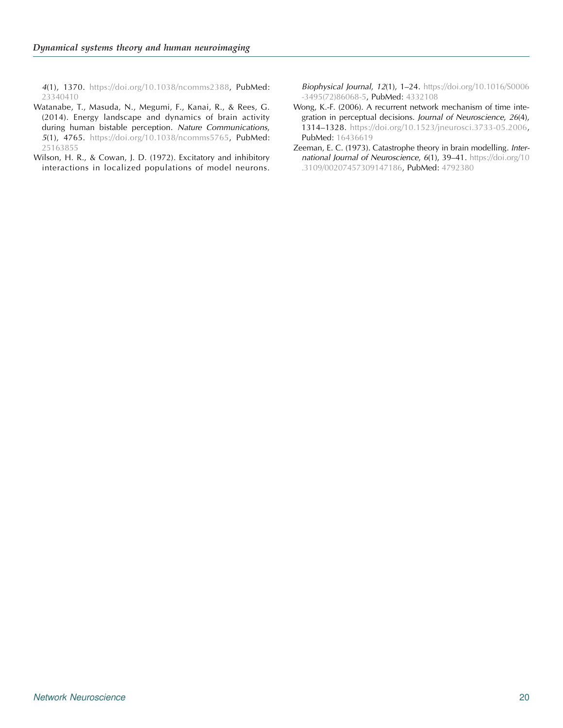*4*(1), 1370. https://doi.org/10.1038/ncomms2388, PubMed: 23340410

Watanabe, T., Masuda, N., Megumi, F., Kanai, R., & Rees, G. (2014). Energy landscape and dynamics of brain activity during human bistable perception. *Nature Communications*, *5*(1), 4765. https://doi.org/10.1038/ncomms5765, PubMed: 25163855

Wilson, H. R., & Cowan, J. D. (1972). Excitatory and inhibitory interactions in localized populations of model neurons. *Biophysical Journal*, *12*(1), 1–24. https://doi.org/10.1016/S0006-3495(72)86068-5, PubMed: 4332108

Wong, K.-F. (2006). A recurrent network mechanism of time integration in perceptual decisions. *Journal of Neuroscience*, *26*(4), 1314–1328. https://doi.org/10.1523/jneurosci.3733-05.2006, PubMed: 16436619

Zeeman, E. C. (1973). Catastrophe theory in brain modelling. *International Journal of Neuroscience*, *6*(1), 39–41. https://doi.org/10.3109/00207457309147186, PubMed: 4792380